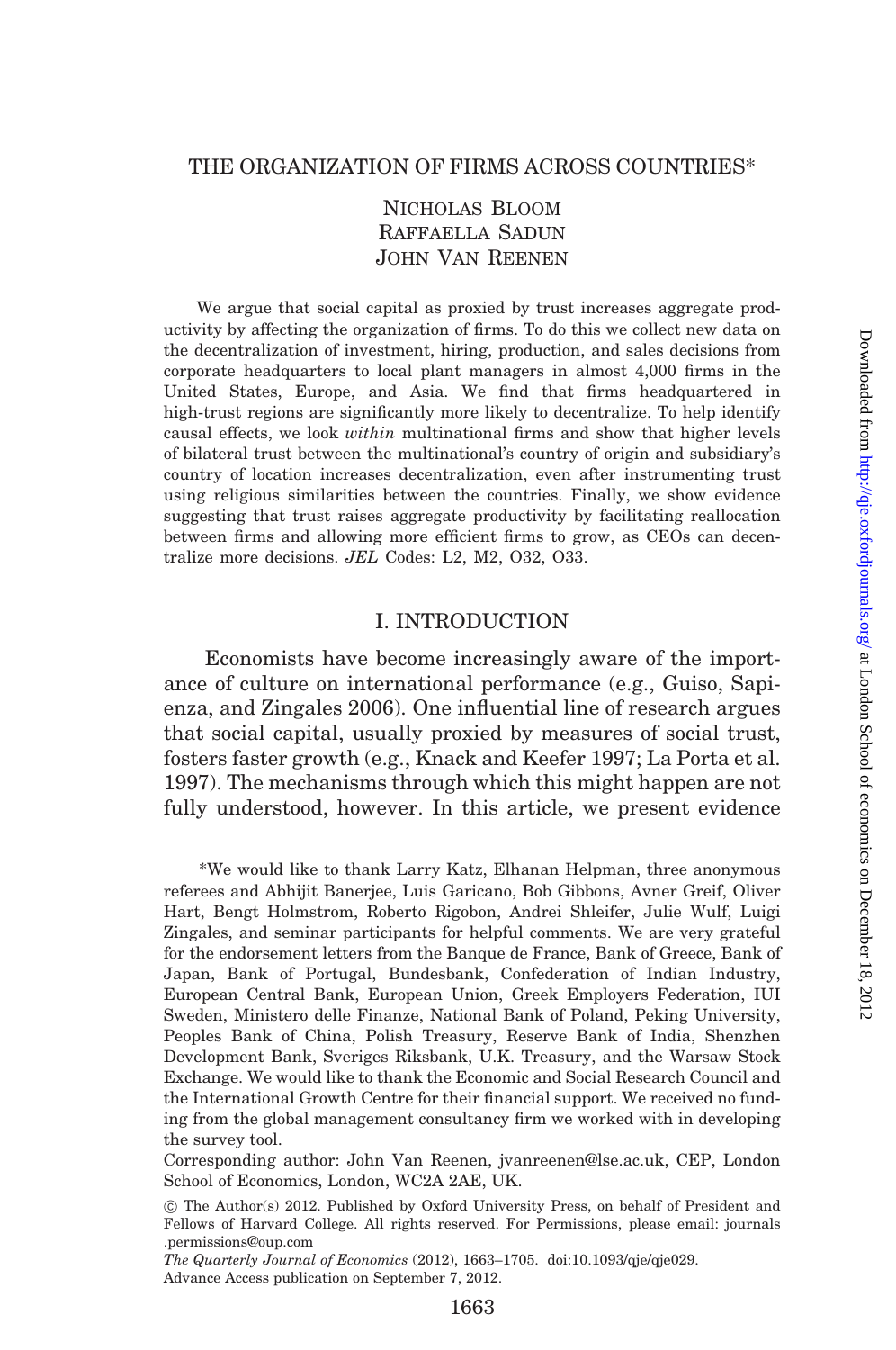# THE ORGANIZATION OF FIRMS ACROSS COUNTRIES*

Nicholas Bloom
Raffaella Sadun
John Van Reenen

We argue that social capital as proxied by trust increases aggregate productivity by affecting the organization of firms. To do this we collect new data on the decentralization of investment, hiring, production, and sales decisions from corporate headquarters to local plant managers in almost 4,000 firms in the United States, Europe, and Asia. We find that firms headquartered in high-trust regions are significantly more likely to decentralize. To help identify causal effects, we look *within* multinational firms and show that higher levels of bilateral trust between the multinational's country of origin and subsidiary's country of location increases decentralization, even after instrumenting trust using religious similarities between the countries. Finally, we show evidence suggesting that trust raises aggregate productivity by facilitating reallocation between firms and allowing more efficient firms to grow, as CEOs can decentralize more decisions. *JEL* Codes: L2, M2, O32, O33.

## I. INTRODUCTION

Economists have become increasingly aware of the importance of culture on international performance (e.g., Guiso, Sapienza, and Zingales 2006). One influential line of research argues that social capital, usually proxied by measures of social trust, fosters faster growth (e.g., Knack and Keefer 1997; La Porta et al. 1997). The mechanisms through which this might happen are not fully understood, however. In this article, we present evidence

*We would like to thank Larry Katz, Elhanan Helpman, three anonymous referees and Abhijit Banerjee, Luis Garicano, Bob Gibbons, Avner Greif, Oliver Hart, Bengt Holmstrom, Roberto Rigobon, Andrei Shleifer, Julie Wulf, Luigi Zingales, and seminar participants for helpful comments. We are very grateful for the endorsement letters from the Banque de France, Bank of Greece, Bank of Japan, Bank of Portugal, Bundesbank, Confederation of Indian Industry, European Central Bank, European Union, Greek Employers Federation, IUI Sweden, Ministero delle Finanze, National Bank of Poland, Peking University, Peoples Bank of China, Polish Treasury, Reserve Bank of India, Shenzhen Development Bank, Sveriges Riksbank, U.K. Treasury, and the Warsaw Stock Exchange. We would like to thank the Economic and Social Research Council and the International Growth Centre for their financial support. We received no funding from the global management consultancy firm we worked with in developing the survey tool.

Corresponding author: John Van Reenen, jvanreenen@lse.ac.uk, CEP, London School of Economics, London, WC2A 2AE, UK.

© The Author(s) 2012. Published by Oxford University Press, on behalf of President and Fellows of Harvard College. All rights reserved. For Permissions, please email: journals.permissions@oup.com

*The Quarterly Journal of Economics* (2012), 1663–1705. doi:10.1093/qje/qje029.
Advance Access publication on September 7, 2012.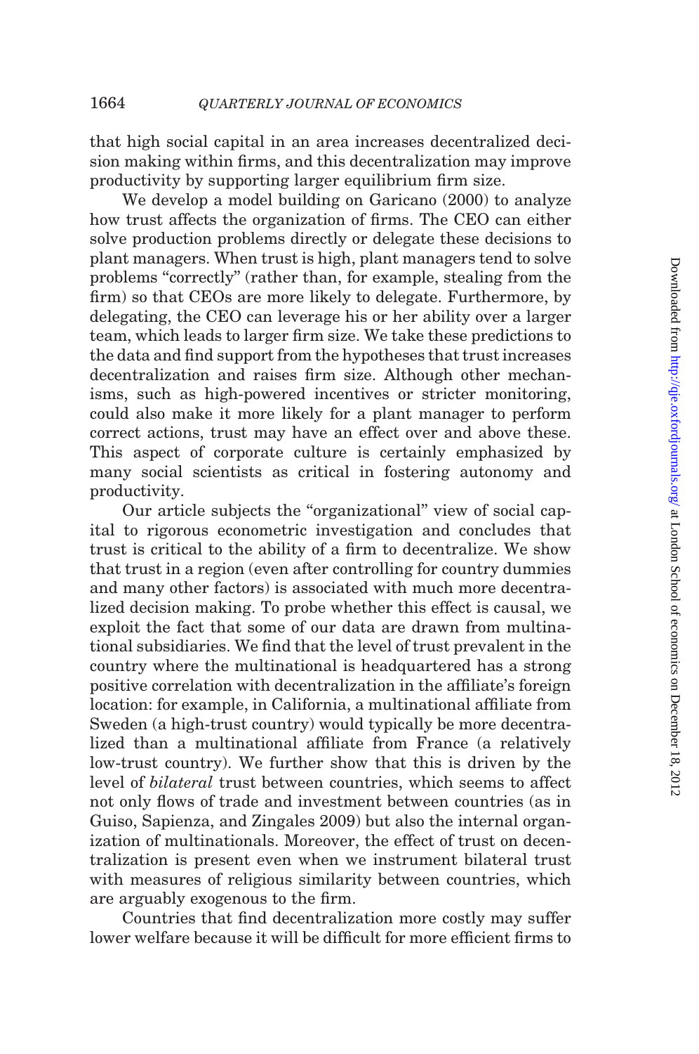that high social capital in an area increases decentralized decision making within firms, and this decentralization may improve productivity by supporting larger equilibrium firm size.

We develop a model building on Garicano (2000) to analyze how trust affects the organization of firms. The CEO can either solve production problems directly or delegate these decisions to plant managers. When trust is high, plant managers tend to solve problems "correctly" (rather than, for example, stealing from the firm) so that CEOs are more likely to delegate. Furthermore, by delegating, the CEO can leverage his or her ability over a larger team, which leads to larger firm size. We take these predictions to the data and find support from the hypotheses that trust increases decentralization and raises firm size. Although other mechanisms, such as high-powered incentives or stricter monitoring, could also make it more likely for a plant manager to perform correct actions, trust may have an effect over and above these. This aspect of corporate culture is certainly emphasized by many social scientists as critical in fostering autonomy and productivity.

Our article subjects the "organizational" view of social capital to rigorous econometric investigation and concludes that trust is critical to the ability of a firm to decentralize. We show that trust in a region (even after controlling for country dummies and many other factors) is associated with much more decentralized decision making. To probe whether this effect is causal, we exploit the fact that some of our data are drawn from multinational subsidiaries. We find that the level of trust prevalent in the country where the multinational is headquartered has a strong positive correlation with decentralization in the affiliate's foreign location: for example, in California, a multinational affiliate from Sweden (a high-trust country) would typically be more decentralized than a multinational affiliate from France (a relatively low-trust country). We further show that this is driven by the level of *bilateral* trust between countries, which seems to affect not only flows of trade and investment between countries (as in Guiso, Sapienza, and Zingales 2009) but also the internal organization of multinationals. Moreover, the effect of trust on decentralization is present even when we instrument bilateral trust with measures of religious similarity between countries, which are arguably exogenous to the firm.

Countries that find decentralization more costly may suffer lower welfare because it will be difficult for more efficient firms to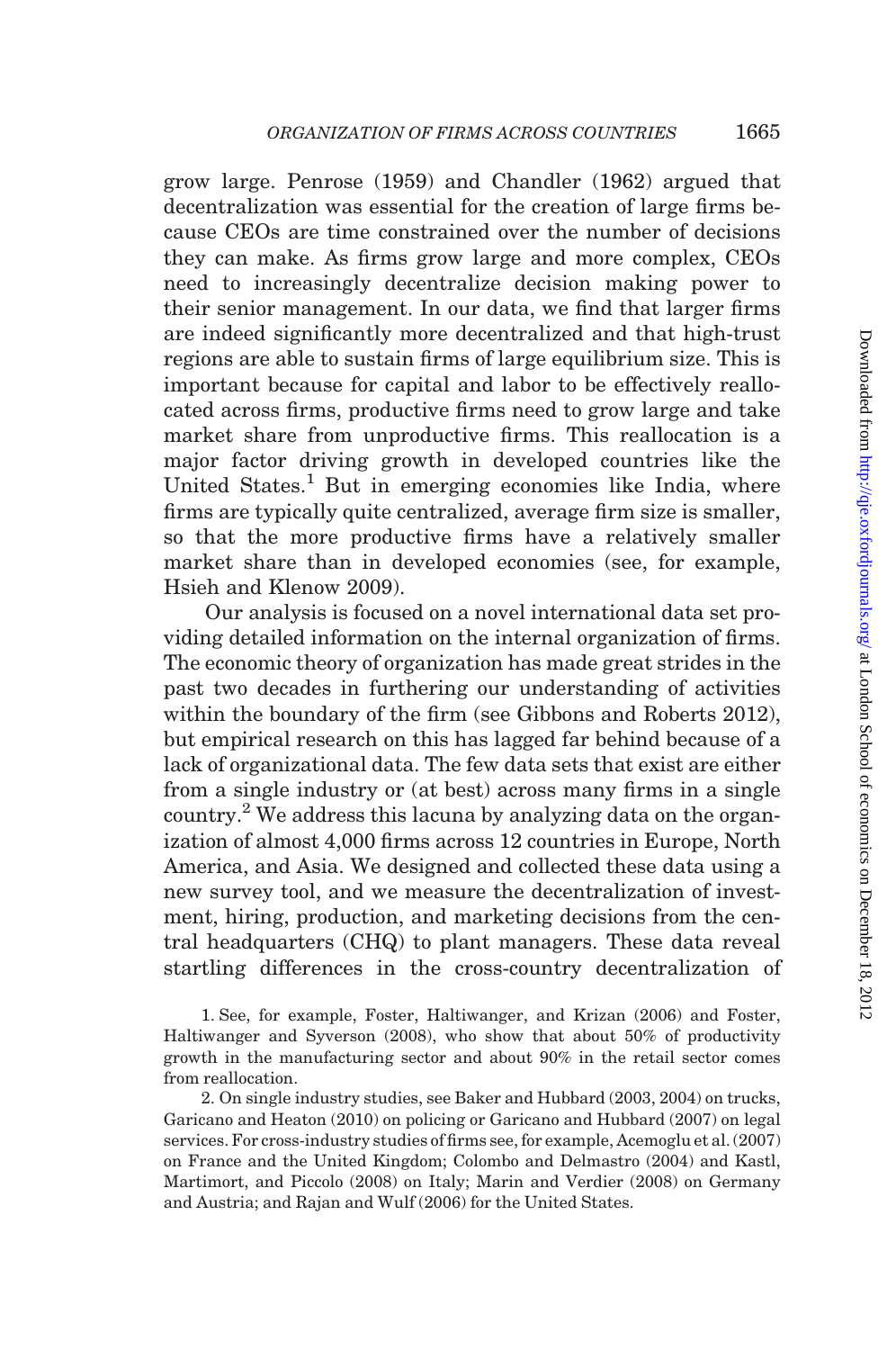grow large. Penrose (1959) and Chandler (1962) argued that decentralization was essential for the creation of large firms because CEOs are time constrained over the number of decisions they can make. As firms grow large and more complex, CEOs need to increasingly decentralize decision making power to their senior management. In our data, we find that larger firms are indeed significantly more decentralized and that high-trust regions are able to sustain firms of large equilibrium size. This is important because for capital and labor to be effectively reallocated across firms, productive firms need to grow large and take market share from unproductive firms. This reallocation is a major factor driving growth in developed countries like the United States.[1] But in emerging economies like India, where firms are typically quite centralized, average firm size is smaller, so that the more productive firms have a relatively smaller market share than in developed economies (see, for example, Hsieh and Klenow 2009).

Our analysis is focused on a novel international data set providing detailed information on the internal organization of firms. The economic theory of organization has made great strides in the past two decades in furthering our understanding of activities within the boundary of the firm (see Gibbons and Roberts 2012), but empirical research on this has lagged far behind because of a lack of organizational data. The few data sets that exist are either from a single industry or (at best) across many firms in a single country.[2] We address this lacuna by analyzing data on the organization of almost 4,000 firms across 12 countries in Europe, North America, and Asia. We designed and collected these data using a new survey tool, and we measure the decentralization of investment, hiring, production, and marketing decisions from the central headquarters (CHQ) to plant managers. These data reveal startling differences in the cross-country decentralization of

1. See, for example, Foster, Haltiwanger, and Krizan (2006) and Foster, Haltiwanger and Syverson (2008), who show that about 50% of productivity growth in the manufacturing sector and about 90% in the retail sector comes from reallocation.

2. On single industry studies, see Baker and Hubbard (2003, 2004) on trucks, Garicano and Heaton (2010) on policing or Garicano and Hubbard (2007) on legal services. For cross-industry studies of firms see, for example, Acemoglu et al. (2007) on France and the United Kingdom; Colombo and Delmastro (2004) and Kastl, Martimort, and Piccolo (2008) on Italy; Marin and Verdier (2008) on Germany and Austria; and Rajan and Wulf (2006) for the United States.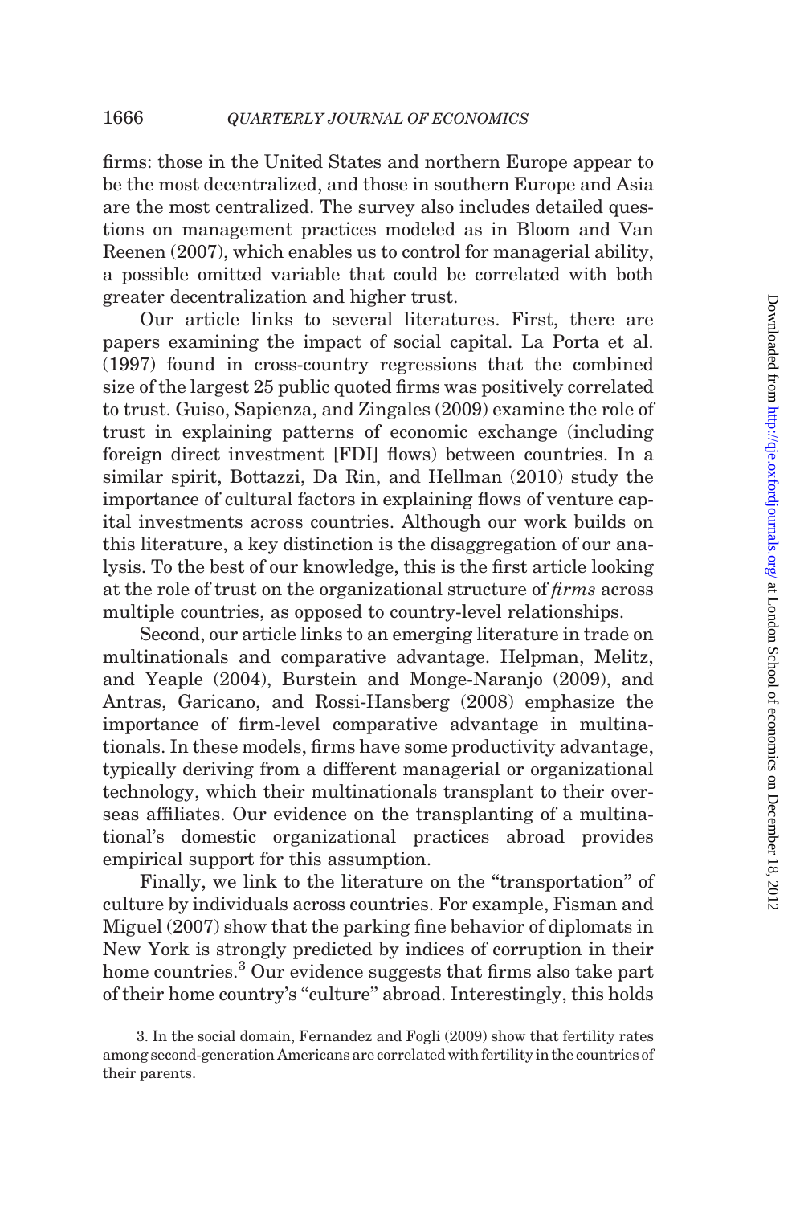firms: those in the United States and northern Europe appear to be the most decentralized, and those in southern Europe and Asia are the most centralized. The survey also includes detailed questions on management practices modeled as in Bloom and Van Reenen (2007), which enables us to control for managerial ability, a possible omitted variable that could be correlated with both greater decentralization and higher trust.

Our article links to several literatures. First, there are papers examining the impact of social capital. La Porta et al. (1997) found in cross-country regressions that the combined size of the largest 25 public quoted firms was positively correlated to trust. Guiso, Sapienza, and Zingales (2009) examine the role of trust in explaining patterns of economic exchange (including foreign direct investment [FDI] flows) between countries. In a similar spirit, Bottazzi, Da Rin, and Hellman (2010) study the importance of cultural factors in explaining flows of venture capital investments across countries. Although our work builds on this literature, a key distinction is the disaggregation of our analysis. To the best of our knowledge, this is the first article looking at the role of trust on the organizational structure of *firms* across multiple countries, as opposed to country-level relationships.

Second, our article links to an emerging literature in trade on multinationals and comparative advantage. Helpman, Melitz, and Yeaple (2004), Burstein and Monge-Naranjo (2009), and Antras, Garicano, and Rossi-Hansberg (2008) emphasize the importance of firm-level comparative advantage in multinationals. In these models, firms have some productivity advantage, typically deriving from a different managerial or organizational technology, which their multinationals transplant to their overseas affiliates. Our evidence on the transplanting of a multinational's domestic organizational practices abroad provides empirical support for this assumption.

Finally, we link to the literature on the "transportation" of culture by individuals across countries. For example, Fisman and Miguel (2007) show that the parking fine behavior of diplomats in New York is strongly predicted by indices of corruption in their home countries.[3] Our evidence suggests that firms also take part of their home country's "culture" abroad. Interestingly, this holds

3. In the social domain, Fernandez and Fogli (2009) show that fertility rates among second-generation Americans are correlated with fertility in the countries of their parents.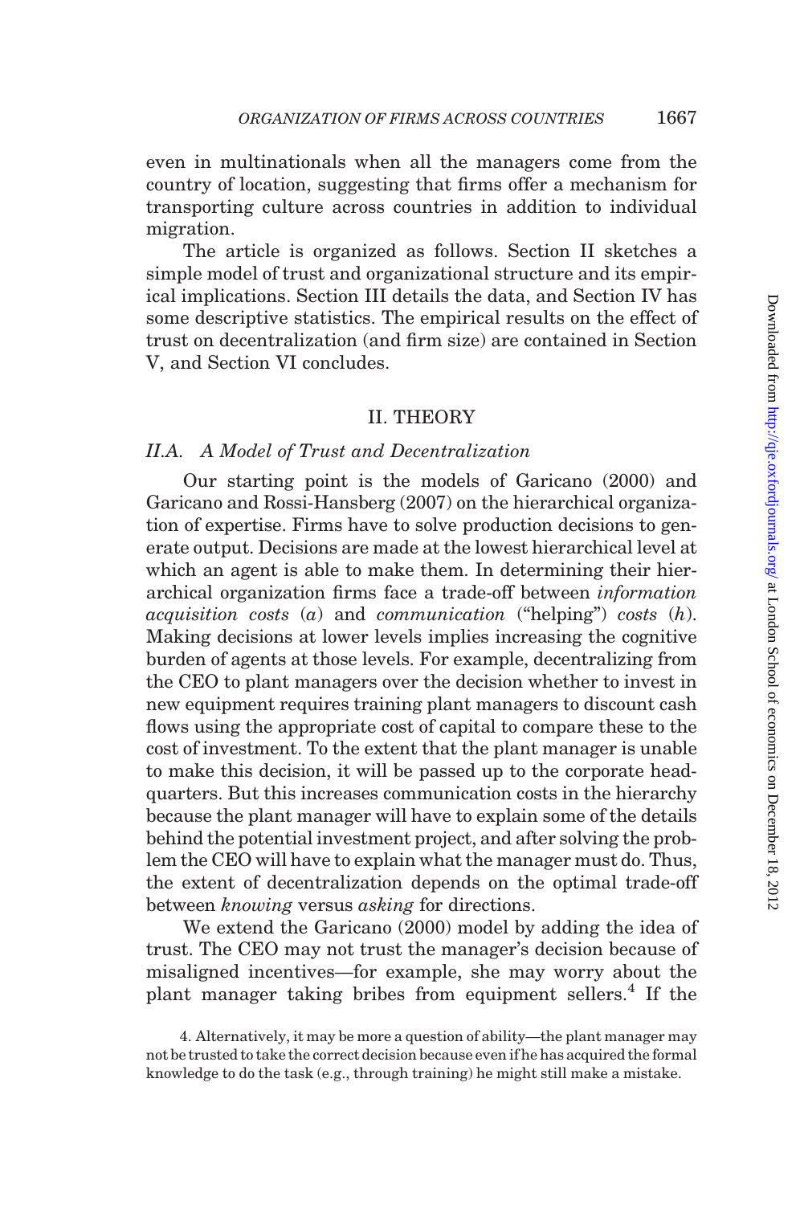even in multinationals when all the managers come from the country of location, suggesting that firms offer a mechanism for transporting culture across countries in addition to individual migration.

The article is organized as follows. Section II sketches a simple model of trust and organizational structure and its empirical implications. Section III details the data, and Section IV has some descriptive statistics. The empirical results on the effect of trust on decentralization (and firm size) are contained in Section V, and Section VI concludes.

## II. THEORY

### II.A. A Model of Trust and Decentralization

Our starting point is the models of Garicano (2000) and Garicano and Rossi-Hansberg (2007) on the hierarchical organization of expertise. Firms have to solve production decisions to generate output. Decisions are made at the lowest hierarchical level at which an agent is able to make them. In determining their hierarchical organization firms face a trade-off between *information acquisition costs* ($a$) and *communication* ("helping") *costs* ($h$). Making decisions at lower levels implies increasing the cognitive burden of agents at those levels. For example, decentralizing from the CEO to plant managers over the decision whether to invest in new equipment requires training plant managers to discount cash flows using the appropriate cost of capital to compare these to the cost of investment. To the extent that the plant manager is unable to make this decision, it will be passed up to the corporate headquarters. But this increases communication costs in the hierarchy because the plant manager will have to explain some of the details behind the potential investment project, and after solving the problem the CEO will have to explain what the manager must do. Thus, the extent of decentralization depends on the optimal trade-off between *knowing* versus *asking* for directions.

We extend the Garicano (2000) model by adding the idea of trust. The CEO may not trust the manager's decision because of misaligned incentives—for example, she may worry about the plant manager taking bribes from equipment sellers.[4] If the

4. Alternatively, it may be more a question of ability—the plant manager may not be trusted to take the correct decision because even if he has acquired the formal knowledge to do the task (e.g., through training) he might still make a mistake.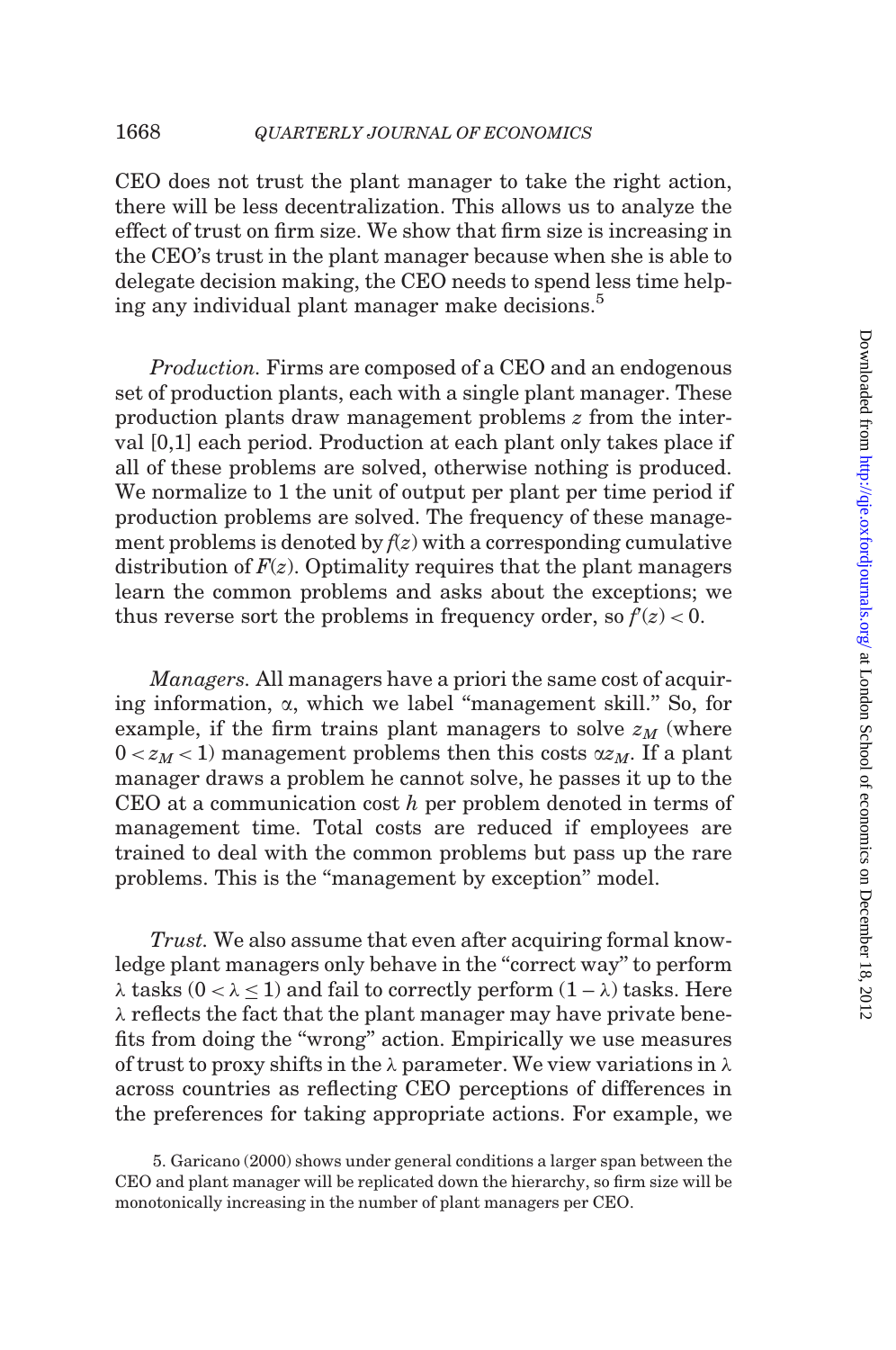CEO does not trust the plant manager to take the right action, there will be less decentralization. This allows us to analyze the effect of trust on firm size. We show that firm size is increasing in the CEO's trust in the plant manager because when she is able to delegate decision making, the CEO needs to spend less time helping any individual plant manager make decisions.[5]

*Production.* Firms are composed of a CEO and an endogenous set of production plants, each with a single plant manager. These production plants draw management problems $z$ from the interval [0,1] each period. Production at each plant only takes place if all of these problems are solved, otherwise nothing is produced. We normalize to 1 the unit of output per plant per time period if production problems are solved. The frequency of these management problems is denoted by $f(z)$ with a corresponding cumulative distribution of $F(z)$. Optimality requires that the plant managers learn the common problems and asks about the exceptions; we thus reverse sort the problems in frequency order, so $f'(z) < 0$.

*Managers.* All managers have a priori the same cost of acquiring information, $\alpha$, which we label "management skill." So, for example, if the firm trains plant managers to solve $z_M$ (where $0 < z_M < 1$) management problems then this costs $\alpha z_M$. If a plant manager draws a problem he cannot solve, he passes it up to the CEO at a communication cost $h$ per problem denoted in terms of management time. Total costs are reduced if employees are trained to deal with the common problems but pass up the rare problems. This is the "management by exception" model.

*Trust.* We also assume that even after acquiring formal knowledge plant managers only behave in the "correct way" to perform $\lambda$ tasks ($0 < \lambda \leq 1$) and fail to correctly perform $(1 - \lambda)$ tasks. Here $\lambda$ reflects the fact that the plant manager may have private benefits from doing the "wrong" action. Empirically we use measures of trust to proxy shifts in the $\lambda$ parameter. We view variations in $\lambda$ across countries as reflecting CEO perceptions of differences in the preferences for taking appropriate actions. For example, we

5. Garicano (2000) shows under general conditions a larger span between the CEO and plant manager will be replicated down the hierarchy, so firm size will be monotonically increasing in the number of plant managers per CEO.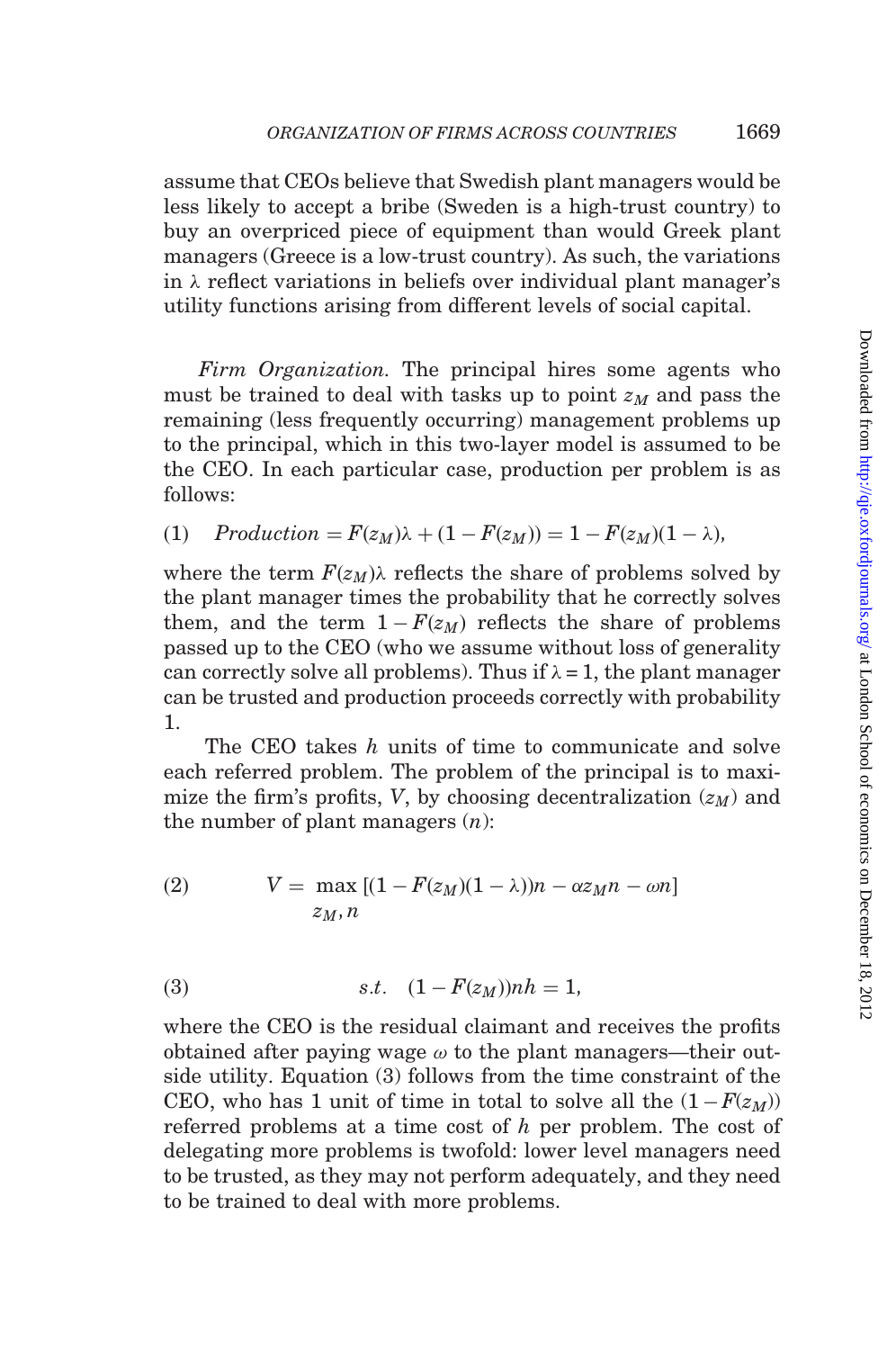assume that CEOs believe that Swedish plant managers would be less likely to accept a bribe (Sweden is a high-trust country) to buy an overpriced piece of equipment than would Greek plant managers (Greece is a low-trust country). As such, the variations in $\lambda$ reflect variations in beliefs over individual plant manager's utility functions arising from different levels of social capital.

*Firm Organization.* The principal hires some agents who must be trained to deal with tasks up to point $z_M$ and pass the remaining (less frequently occurring) management problems up to the principal, which in this two-layer model is assumed to be the CEO. In each particular case, production per problem is as follows:

$$\text{(1)} \quad \textit{Production} = F(z_M)\lambda + (1 - F(z_M)) = 1 - F(z_M)(1 - \lambda),$$

where the term $F(z_M)\lambda$ reflects the share of problems solved by the plant manager times the probability that he correctly solves them, and the term $1 - F(z_M)$ reflects the share of problems passed up to the CEO (who we assume without loss of generality can correctly solve all problems). Thus if $\lambda = 1$, the plant manager can be trusted and production proceeds correctly with probability 1.

The CEO takes $h$ units of time to communicate and solve each referred problem. The problem of the principal is to maximize the firm's profits, $V$, by choosing decentralization ($z_M$) and the number of plant managers ($n$):

$$\text{(2)} \qquad V = \max_{z_M,\, n} \left[(1 - F(z_M)(1 - \lambda))n - \alpha z_M n - \omega n\right]$$

$$\text{(3)} \qquad s.t. \quad (1 - F(z_M))nh = 1,$$

where the CEO is the residual claimant and receives the profits obtained after paying wage $\omega$ to the plant managers—their outside utility. Equation (3) follows from the time constraint of the CEO, who has 1 unit of time in total to solve all the $(1 - F(z_M))$ referred problems at a time cost of $h$ per problem. The cost of delegating more problems is twofold: lower level managers need to be trusted, as they may not perform adequately, and they need to be trained to deal with more problems.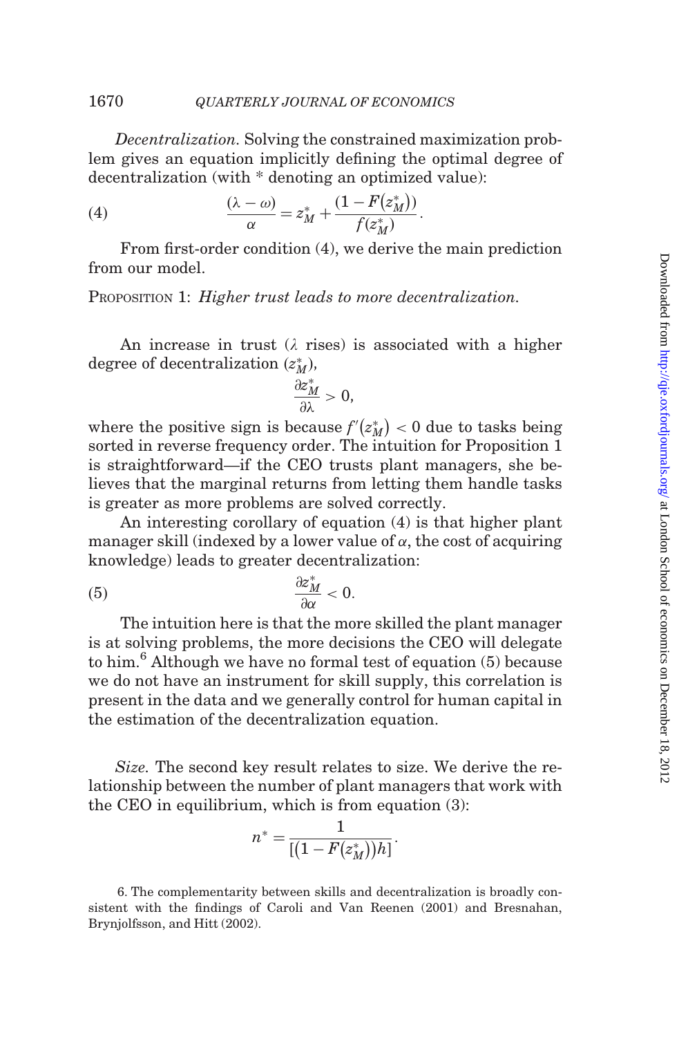*Decentralization.* Solving the constrained maximization problem gives an equation implicitly defining the optimal degree of decentralization (with * denoting an optimized value):

$$\frac{(\lambda - \omega)}{\alpha} = z_M^* + \frac{(1 - F(z_M^*))}{f(z_M^*)}. \tag{4}$$

From first-order condition (4), we derive the main prediction from our model.

PROPOSITION 1: *Higher trust leads to more decentralization.*

An increase in trust ($\lambda$ rises) is associated with a higher degree of decentralization ($z_M^*$),

$$\frac{\partial z_M^*}{\partial \lambda} > 0,$$

where the positive sign is because $f'(z_M^*) < 0$ due to tasks being sorted in reverse frequency order. The intuition for Proposition 1 is straightforward—if the CEO trusts plant managers, she believes that the marginal returns from letting them handle tasks is greater as more problems are solved correctly.

An interesting corollary of equation (4) is that higher plant manager skill (indexed by a lower value of $\alpha$, the cost of acquiring knowledge) leads to greater decentralization:

$$\frac{\partial z_M^*}{\partial \alpha} < 0. \tag{5}$$

The intuition here is that the more skilled the plant manager is at solving problems, the more decisions the CEO will delegate to him.[6] Although we have no formal test of equation (5) because we do not have an instrument for skill supply, this correlation is present in the data and we generally control for human capital in the estimation of the decentralization equation.

*Size.* The second key result relates to size. We derive the relationship between the number of plant managers that work with the CEO in equilibrium, which is from equation (3):

$$n^* = \frac{1}{[(1 - F(z_M^*))h]}.$$

6. The complementarity between skills and decentralization is broadly consistent with the findings of Caroli and Van Reenen (2001) and Bresnahan, Brynjolfsson, and Hitt (2002).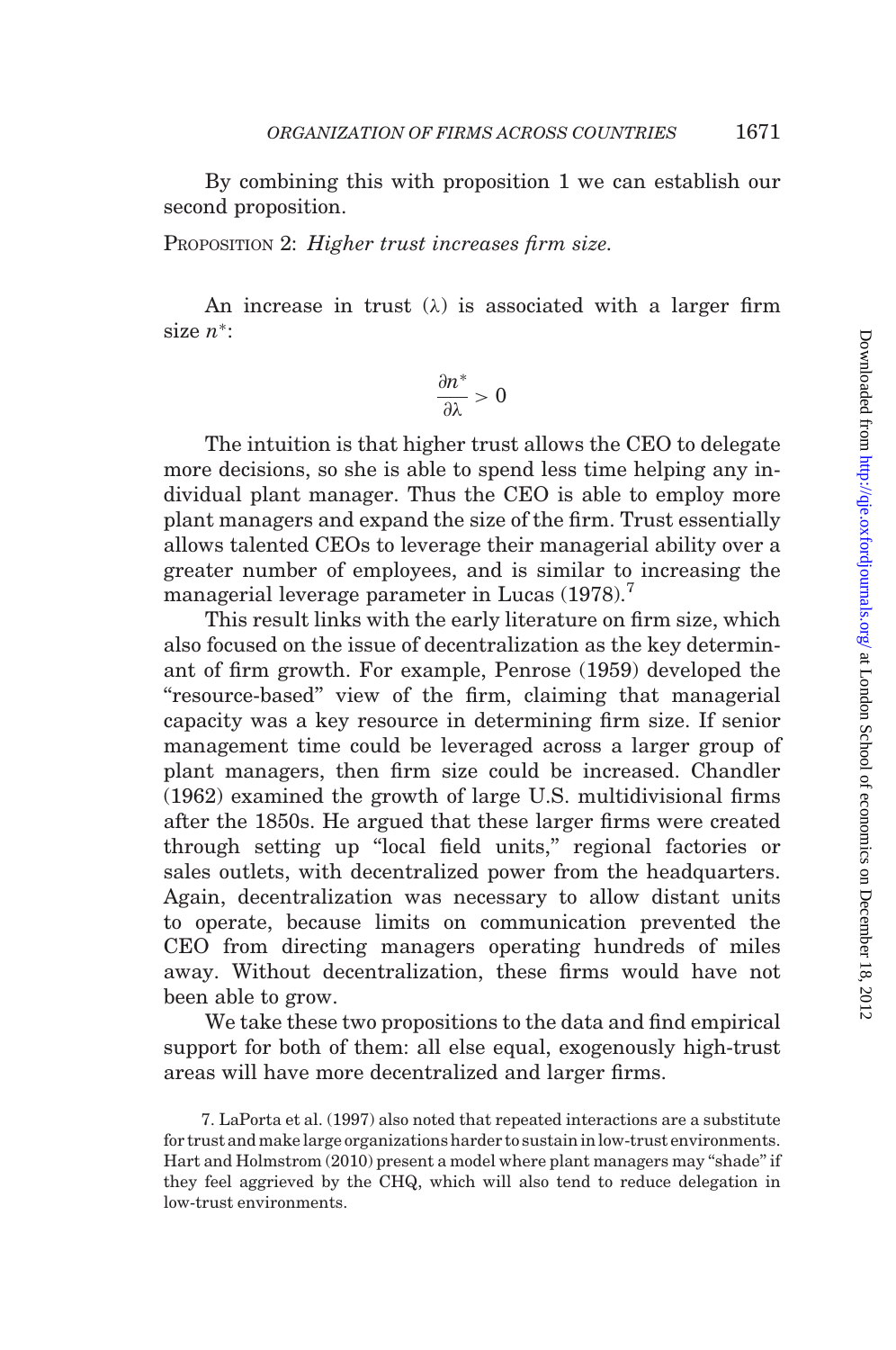By combining this with proposition 1 we can establish our second proposition.

PROPOSITION 2: *Higher trust increases firm size.*

An increase in trust ($\lambda$) is associated with a larger firm size $n^*$:

$$\frac{\partial n^*}{\partial \lambda} > 0$$

The intuition is that higher trust allows the CEO to delegate more decisions, so she is able to spend less time helping any individual plant manager. Thus the CEO is able to employ more plant managers and expand the size of the firm. Trust essentially allows talented CEOs to leverage their managerial ability over a greater number of employees, and is similar to increasing the managerial leverage parameter in Lucas (1978).[7]

This result links with the early literature on firm size, which also focused on the issue of decentralization as the key determinant of firm growth. For example, Penrose (1959) developed the "resource-based" view of the firm, claiming that managerial capacity was a key resource in determining firm size. If senior management time could be leveraged across a larger group of plant managers, then firm size could be increased. Chandler (1962) examined the growth of large U.S. multidivisional firms after the 1850s. He argued that these larger firms were created through setting up "local field units," regional factories or sales outlets, with decentralized power from the headquarters. Again, decentralization was necessary to allow distant units to operate, because limits on communication prevented the CEO from directing managers operating hundreds of miles away. Without decentralization, these firms would have not been able to grow.

We take these two propositions to the data and find empirical support for both of them: all else equal, exogenously high-trust areas will have more decentralized and larger firms.

7. LaPorta et al. (1997) also noted that repeated interactions are a substitute for trust and make large organizations harder to sustain in low-trust environments. Hart and Holmstrom (2010) present a model where plant managers may "shade" if they feel aggrieved by the CHQ, which will also tend to reduce delegation in low-trust environments.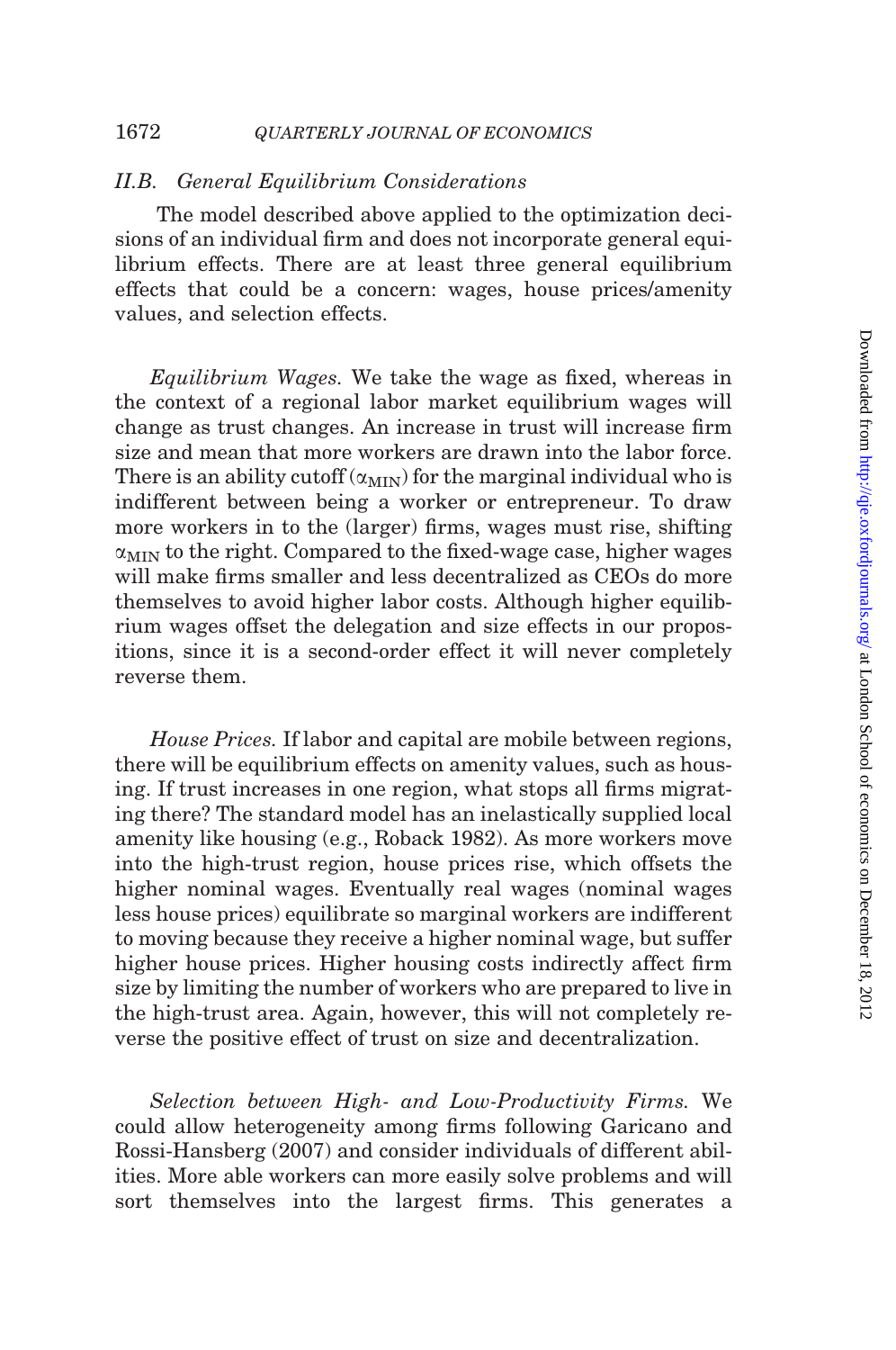### II.B. General Equilibrium Considerations

The model described above applied to the optimization decisions of an individual firm and does not incorporate general equilibrium effects. There are at least three general equilibrium effects that could be a concern: wages, house prices/amenity values, and selection effects.

*Equilibrium Wages.* We take the wage as fixed, whereas in the context of a regional labor market equilibrium wages will change as trust changes. An increase in trust will increase firm size and mean that more workers are drawn into the labor force. There is an ability cutoff ($\alpha_{MIN}$) for the marginal individual who is indifferent between being a worker or entrepreneur. To draw more workers in to the (larger) firms, wages must rise, shifting $\alpha_{MIN}$ to the right. Compared to the fixed-wage case, higher wages will make firms smaller and less decentralized as CEOs do more themselves to avoid higher labor costs. Although higher equilibrium wages offset the delegation and size effects in our propositions, since it is a second-order effect it will never completely reverse them.

*House Prices.* If labor and capital are mobile between regions, there will be equilibrium effects on amenity values, such as housing. If trust increases in one region, what stops all firms migrating there? The standard model has an inelastically supplied local amenity like housing (e.g., Roback 1982). As more workers move into the high-trust region, house prices rise, which offsets the higher nominal wages. Eventually real wages (nominal wages less house prices) equilibrate so marginal workers are indifferent to moving because they receive a higher nominal wage, but suffer higher house prices. Higher housing costs indirectly affect firm size by limiting the number of workers who are prepared to live in the high-trust area. Again, however, this will not completely reverse the positive effect of trust on size and decentralization.

*Selection between High- and Low-Productivity Firms.* We could allow heterogeneity among firms following Garicano and Rossi-Hansberg (2007) and consider individuals of different abilities. More able workers can more easily solve problems and will sort themselves into the largest firms. This generates a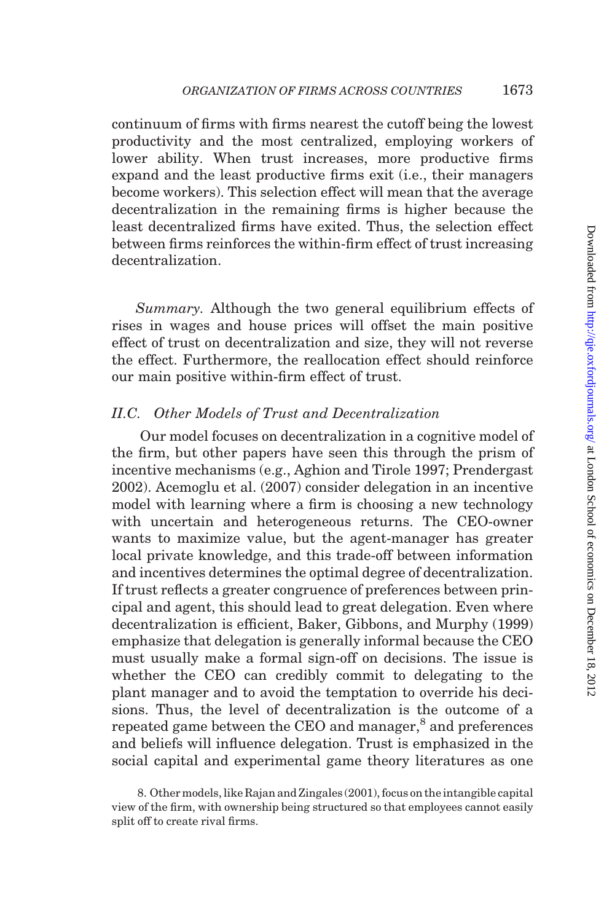continuum of firms with firms nearest the cutoff being the lowest productivity and the most centralized, employing workers of lower ability. When trust increases, more productive firms expand and the least productive firms exit (i.e., their managers become workers). This selection effect will mean that the average decentralization in the remaining firms is higher because the least decentralized firms have exited. Thus, the selection effect between firms reinforces the within-firm effect of trust increasing decentralization.

*Summary*. Although the two general equilibrium effects of rises in wages and house prices will offset the main positive effect of trust on decentralization and size, they will not reverse the effect. Furthermore, the reallocation effect should reinforce our main positive within-firm effect of trust.

### II.C. *Other Models of Trust and Decentralization*

Our model focuses on decentralization in a cognitive model of the firm, but other papers have seen this through the prism of incentive mechanisms (e.g., Aghion and Tirole 1997; Prendergast 2002). Acemoglu et al. (2007) consider delegation in an incentive model with learning where a firm is choosing a new technology with uncertain and heterogeneous returns. The CEO-owner wants to maximize value, but the agent-manager has greater local private knowledge, and this trade-off between information and incentives determines the optimal degree of decentralization. If trust reflects a greater congruence of preferences between principal and agent, this should lead to great delegation. Even where decentralization is efficient, Baker, Gibbons, and Murphy (1999) emphasize that delegation is generally informal because the CEO must usually make a formal sign-off on decisions. The issue is whether the CEO can credibly commit to delegating to the plant manager and to avoid the temptation to override his decisions. Thus, the level of decentralization is the outcome of a repeated game between the CEO and manager,[8] and preferences and beliefs will influence delegation. Trust is emphasized in the social capital and experimental game theory literatures as one

8. Other models, like Rajan and Zingales (2001), focus on the intangible capital view of the firm, with ownership being structured so that employees cannot easily split off to create rival firms.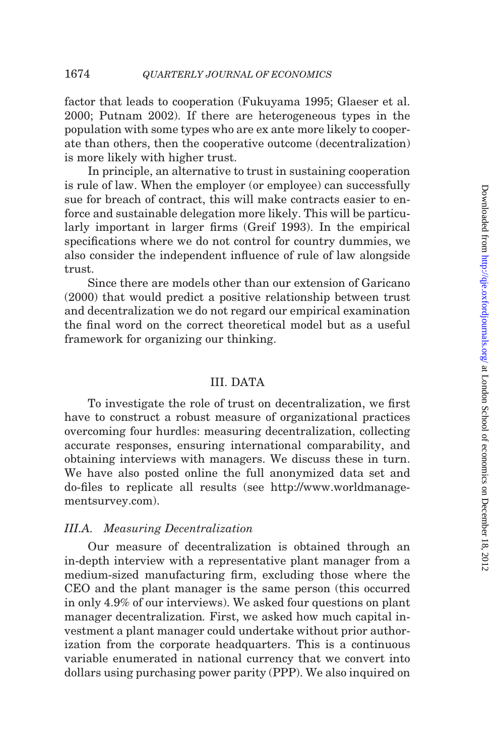factor that leads to cooperation (Fukuyama 1995; Glaeser et al. 2000; Putnam 2002). If there are heterogeneous types in the population with some types who are ex ante more likely to cooperate than others, then the cooperative outcome (decentralization) is more likely with higher trust.

In principle, an alternative to trust in sustaining cooperation is rule of law. When the employer (or employee) can successfully sue for breach of contract, this will make contracts easier to enforce and sustainable delegation more likely. This will be particularly important in larger firms (Greif 1993). In the empirical specifications where we do not control for country dummies, we also consider the independent influence of rule of law alongside trust.

Since there are models other than our extension of Garicano (2000) that would predict a positive relationship between trust and decentralization we do not regard our empirical examination the final word on the correct theoretical model but as a useful framework for organizing our thinking.

## III. DATA

To investigate the role of trust on decentralization, we first have to construct a robust measure of organizational practices overcoming four hurdles: measuring decentralization, collecting accurate responses, ensuring international comparability, and obtaining interviews with managers. We discuss these in turn. We have also posted online the full anonymized data set and do-files to replicate all results (see http://www.worldmanagementsurvey.com).

### III.A. *Measuring Decentralization*

Our measure of decentralization is obtained through an in-depth interview with a representative plant manager from a medium-sized manufacturing firm, excluding those where the CEO and the plant manager is the same person (this occurred in only 4.9% of our interviews). We asked four questions on plant manager decentralization. First, we asked how much capital investment a plant manager could undertake without prior authorization from the corporate headquarters. This is a continuous variable enumerated in national currency that we convert into dollars using purchasing power parity (PPP). We also inquired on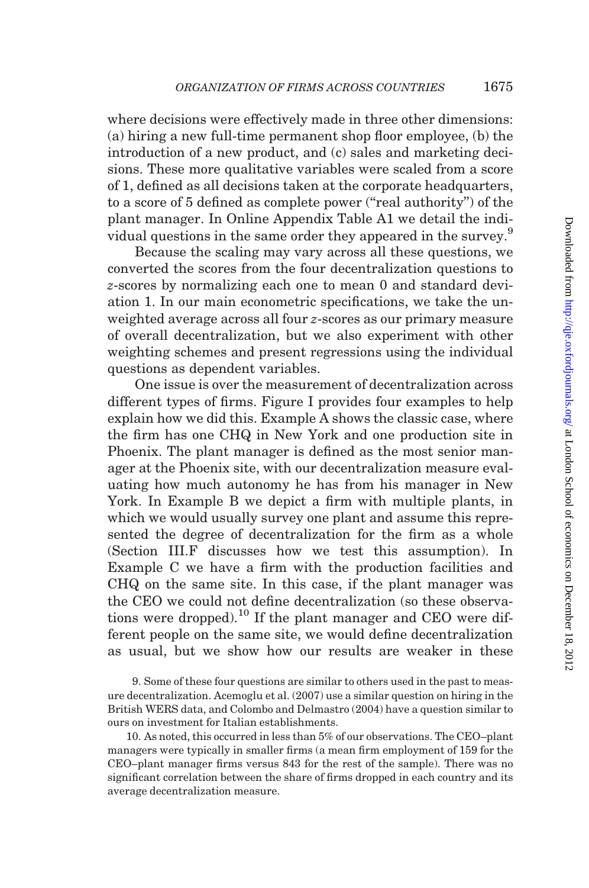where decisions were effectively made in three other dimensions: (a) hiring a new full-time permanent shop floor employee, (b) the introduction of a new product, and (c) sales and marketing decisions. These more qualitative variables were scaled from a score of 1, defined as all decisions taken at the corporate headquarters, to a score of 5 defined as complete power ("real authority") of the plant manager. In Online Appendix Table A1 we detail the individual questions in the same order they appeared in the survey.[9]

Because the scaling may vary across all these questions, we converted the scores from the four decentralization questions to $z$-scores by normalizing each one to mean 0 and standard deviation 1. In our main econometric specifications, we take the unweighted average across all four $z$-scores as our primary measure of overall decentralization, but we also experiment with other weighting schemes and present regressions using the individual questions as dependent variables.

One issue is over the measurement of decentralization across different types of firms. Figure I provides four examples to help explain how we did this. Example A shows the classic case, where the firm has one CHQ in New York and one production site in Phoenix. The plant manager is defined as the most senior manager at the Phoenix site, with our decentralization measure evaluating how much autonomy he has from his manager in New York. In Example B we depict a firm with multiple plants, in which we would usually survey one plant and assume this represented the degree of decentralization for the firm as a whole (Section III.F discusses how we test this assumption). In Example C we have a firm with the production facilities and CHQ on the same site. In this case, if the plant manager was the CEO we could not define decentralization (so these observations were dropped).[10] If the plant manager and CEO were different people on the same site, we would define decentralization as usual, but we show how our results are weaker in these

9. Some of these four questions are similar to others used in the past to measure decentralization. Acemoglu et al. (2007) use a similar question on hiring in the British WERS data, and Colombo and Delmastro (2004) have a question similar to ours on investment for Italian establishments.

10. As noted, this occurred in less than 5% of our observations. The CEO–plant managers were typically in smaller firms (a mean firm employment of 159 for the CEO–plant manager firms versus 843 for the rest of the sample). There was no significant correlation between the share of firms dropped in each country and its average decentralization measure.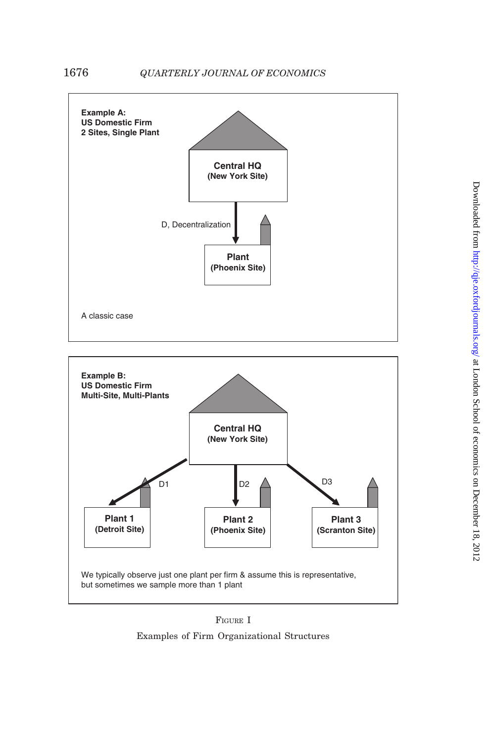**Example A:**
**US Domestic Firm**
**2 Sites, Single Plant**

**Central HQ**
**(New York Site)**

D, Decentralization

**Plant**
**(Phoenix Site)**

A classic case

**Example B:**
**US Domestic Firm**
**Multi-Site, Multi-Plants**

**Central HQ**
**(New York Site)**

D1 D2 D3

**Plant 1**
**(Detroit Site)**

**Plant 2**
**(Phoenix Site)**

**Plant 3**
**(Scranton Site)**

We typically observe just one plant per firm & assume this is representative, but sometimes we sample more than 1 plant

FIGURE I

Examples of Firm Organizational Structures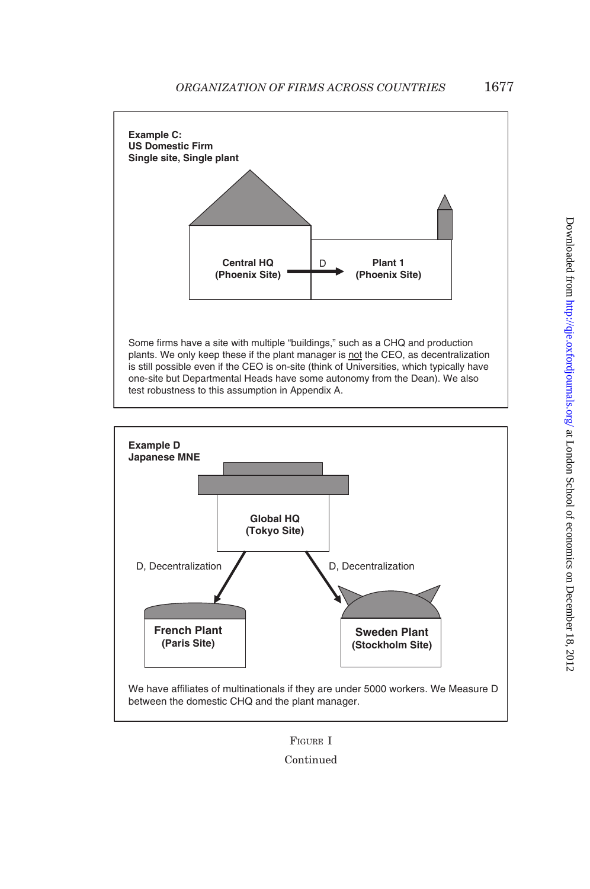**Example C:**
**US Domestic Firm**
**Single site, Single plant**

**Central HQ (Phoenix Site)** → D → **Plant 1 (Phoenix Site)**

Some firms have a site with multiple "buildings," such as a CHQ and production plants. We only keep these if the plant manager is not the CEO, as decentralization is still possible even if the CEO is on-site (think of Universities, which typically have one-site but Departmental Heads have some autonomy from the Dean). We also test robustness to this assumption in Appendix A.

**Example D**
**Japanese MNE**

**Global HQ (Tokyo Site)**

D, Decentralization → **French Plant (Paris Site)**

D, Decentralization → **Sweden Plant (Stockholm Site)**

We have affiliates of multinationals if they are under 5000 workers. We Measure D between the domestic CHQ and the plant manager.

FIGURE I

Continued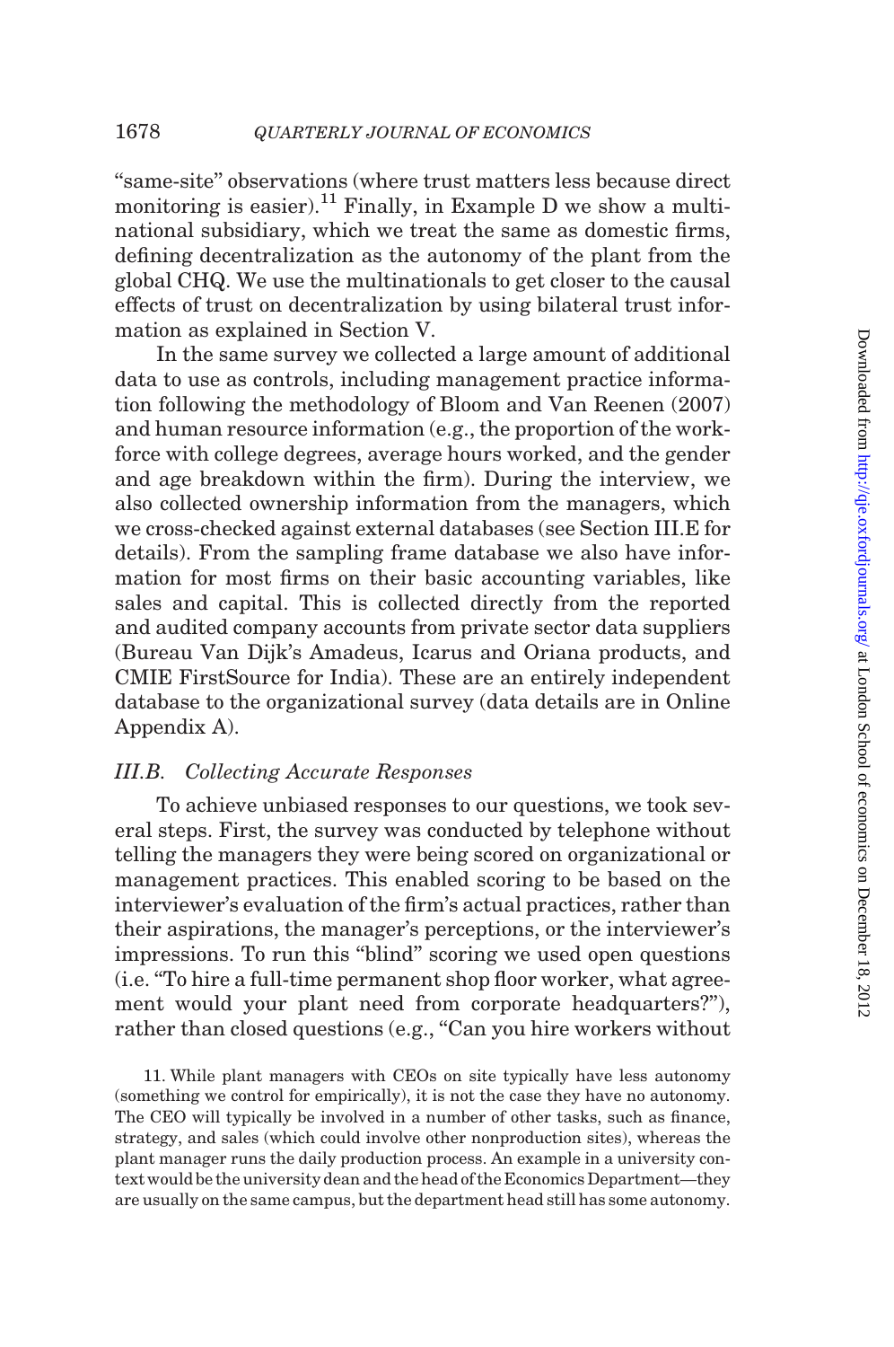"same-site" observations (where trust matters less because direct monitoring is easier).[11] Finally, in Example D we show a multinational subsidiary, which we treat the same as domestic firms, defining decentralization as the autonomy of the plant from the global CHQ. We use the multinationals to get closer to the causal effects of trust on decentralization by using bilateral trust information as explained in Section V.

In the same survey we collected a large amount of additional data to use as controls, including management practice information following the methodology of Bloom and Van Reenen (2007) and human resource information (e.g., the proportion of the workforce with college degrees, average hours worked, and the gender and age breakdown within the firm). During the interview, we also collected ownership information from the managers, which we cross-checked against external databases (see Section III.E for details). From the sampling frame database we also have information for most firms on their basic accounting variables, like sales and capital. This is collected directly from the reported and audited company accounts from private sector data suppliers (Bureau Van Dijk's Amadeus, Icarus and Oriana products, and CMIE FirstSource for India). These are an entirely independent database to the organizational survey (data details are in Online Appendix A).

### *III.B. Collecting Accurate Responses*

To achieve unbiased responses to our questions, we took several steps. First, the survey was conducted by telephone without telling the managers they were being scored on organizational or management practices. This enabled scoring to be based on the interviewer's evaluation of the firm's actual practices, rather than their aspirations, the manager's perceptions, or the interviewer's impressions. To run this "blind" scoring we used open questions (i.e. "To hire a full-time permanent shop floor worker, what agreement would your plant need from corporate headquarters?"), rather than closed questions (e.g., "Can you hire workers without

11. While plant managers with CEOs on site typically have less autonomy (something we control for empirically), it is not the case they have no autonomy. The CEO will typically be involved in a number of other tasks, such as finance, strategy, and sales (which could involve other nonproduction sites), whereas the plant manager runs the daily production process. An example in a university context would be the university dean and the head of the Economics Department—they are usually on the same campus, but the department head still has some autonomy.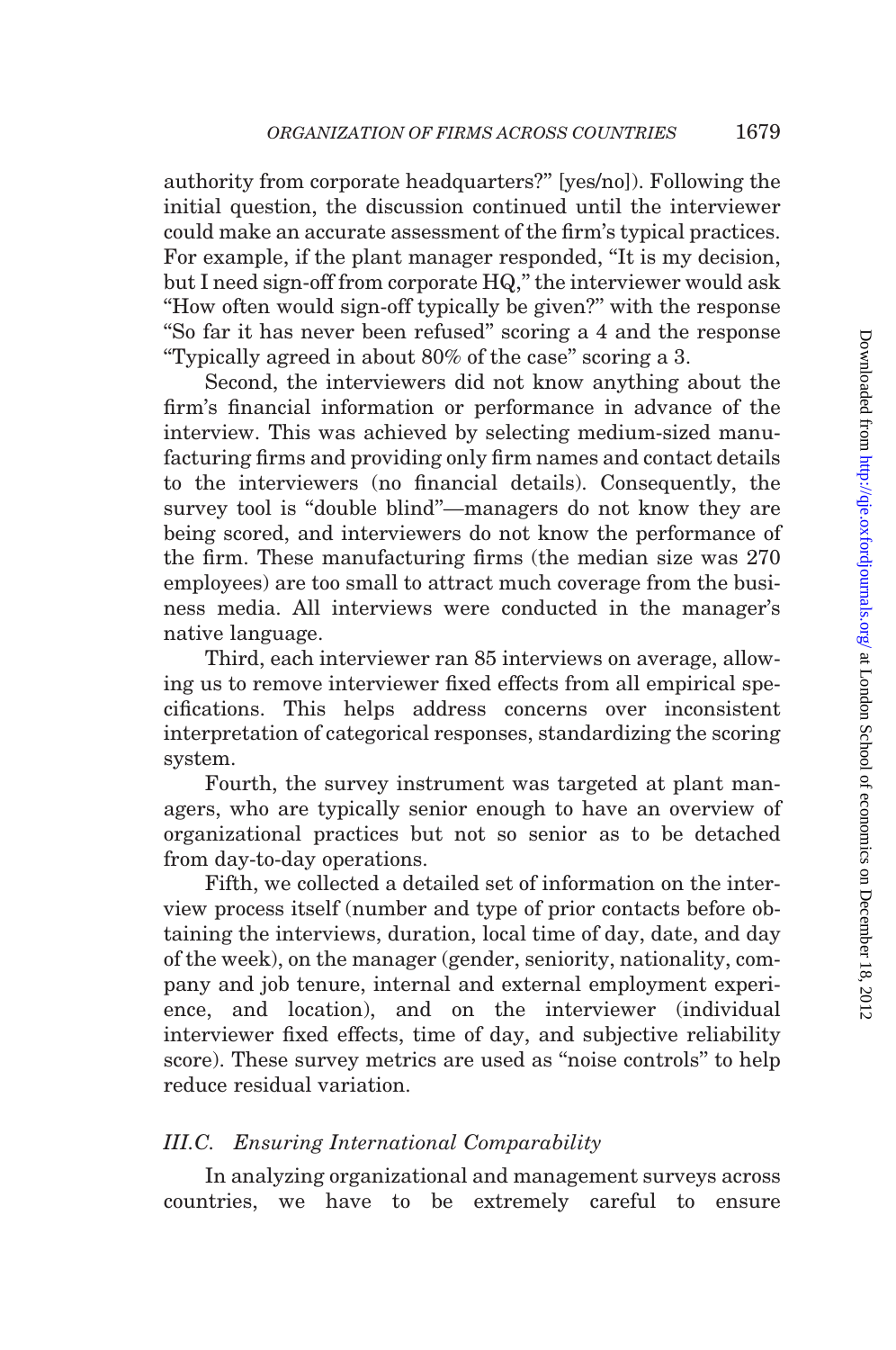authority from corporate headquarters?" [yes/no]). Following the initial question, the discussion continued until the interviewer could make an accurate assessment of the firm's typical practices. For example, if the plant manager responded, "It is my decision, but I need sign-off from corporate HQ," the interviewer would ask "How often would sign-off typically be given?" with the response "So far it has never been refused" scoring a 4 and the response "Typically agreed in about 80% of the case" scoring a 3.

Second, the interviewers did not know anything about the firm's financial information or performance in advance of the interview. This was achieved by selecting medium-sized manufacturing firms and providing only firm names and contact details to the interviewers (no financial details). Consequently, the survey tool is "double blind"—managers do not know they are being scored, and interviewers do not know the performance of the firm. These manufacturing firms (the median size was 270 employees) are too small to attract much coverage from the business media. All interviews were conducted in the manager's native language.

Third, each interviewer ran 85 interviews on average, allowing us to remove interviewer fixed effects from all empirical specifications. This helps address concerns over inconsistent interpretation of categorical responses, standardizing the scoring system.

Fourth, the survey instrument was targeted at plant managers, who are typically senior enough to have an overview of organizational practices but not so senior as to be detached from day-to-day operations.

Fifth, we collected a detailed set of information on the interview process itself (number and type of prior contacts before obtaining the interviews, duration, local time of day, date, and day of the week), on the manager (gender, seniority, nationality, company and job tenure, internal and external employment experience, and location), and on the interviewer (individual interviewer fixed effects, time of day, and subjective reliability score). These survey metrics are used as "noise controls" to help reduce residual variation.

### III.C. *Ensuring International Comparability*

In analyzing organizational and management surveys across countries, we have to be extremely careful to ensure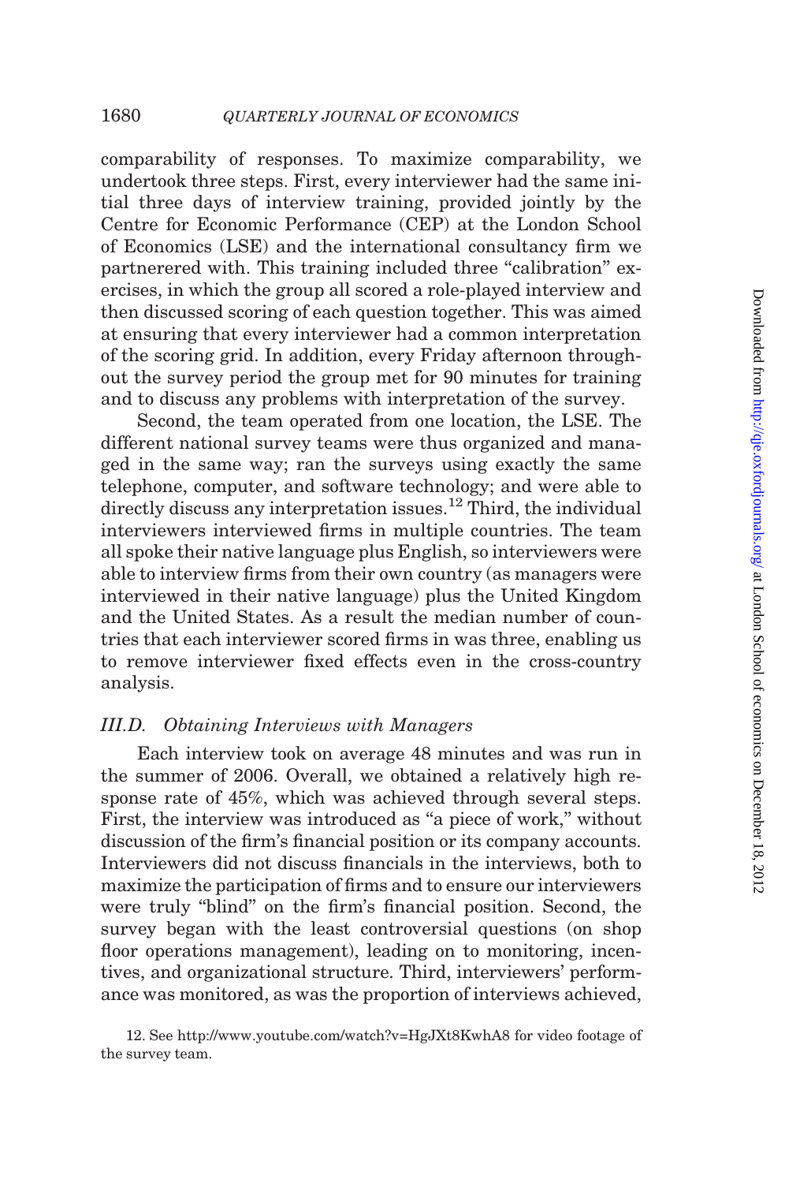comparability of responses. To maximize comparability, we undertook three steps. First, every interviewer had the same initial three days of interview training, provided jointly by the Centre for Economic Performance (CEP) at the London School of Economics (LSE) and the international consultancy firm we partnerered with. This training included three "calibration" exercises, in which the group all scored a role-played interview and then discussed scoring of each question together. This was aimed at ensuring that every interviewer had a common interpretation of the scoring grid. In addition, every Friday afternoon throughout the survey period the group met for 90 minutes for training and to discuss any problems with interpretation of the survey.

Second, the team operated from one location, the LSE. The different national survey teams were thus organized and managed in the same way; ran the surveys using exactly the same telephone, computer, and software technology; and were able to directly discuss any interpretation issues.[12] Third, the individual interviewers interviewed firms in multiple countries. The team all spoke their native language plus English, so interviewers were able to interview firms from their own country (as managers were interviewed in their native language) plus the United Kingdom and the United States. As a result the median number of countries that each interviewer scored firms in was three, enabling us to remove interviewer fixed effects even in the cross-country analysis.

### *III.D. Obtaining Interviews with Managers*

Each interview took on average 48 minutes and was run in the summer of 2006. Overall, we obtained a relatively high response rate of 45%, which was achieved through several steps. First, the interview was introduced as "a piece of work," without discussion of the firm's financial position or its company accounts. Interviewers did not discuss financials in the interviews, both to maximize the participation of firms and to ensure our interviewers were truly "blind" on the firm's financial position. Second, the survey began with the least controversial questions (on shop floor operations management), leading on to monitoring, incentives, and organizational structure. Third, interviewers' performance was monitored, as was the proportion of interviews achieved,

12. See http://www.youtube.com/watch?v=HgJXt8KwhA8 for video footage of the survey team.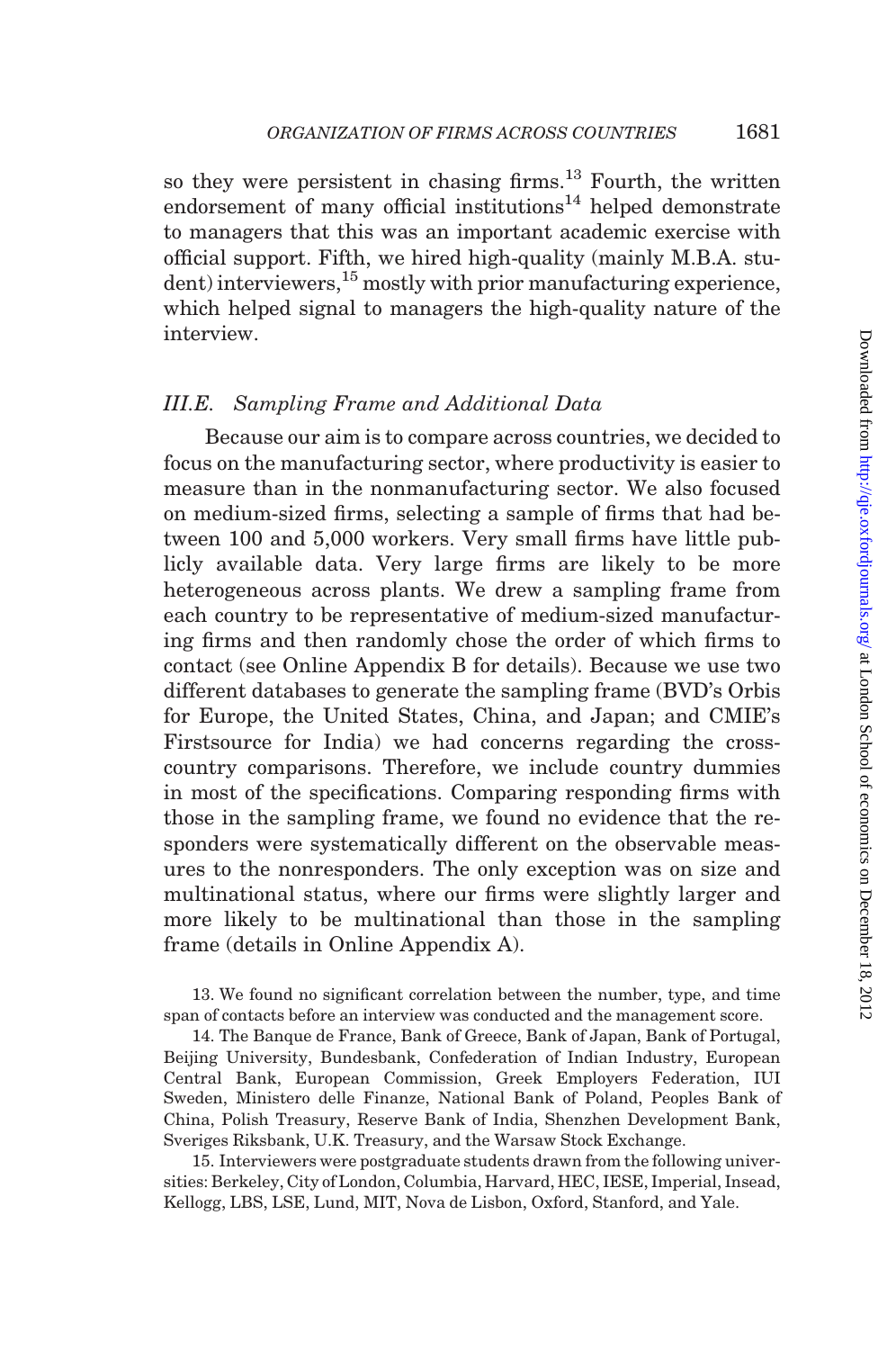so they were persistent in chasing firms.[13] Fourth, the written endorsement of many official institutions[14] helped demonstrate to managers that this was an important academic exercise with official support. Fifth, we hired high-quality (mainly M.B.A. student) interviewers,[15] mostly with prior manufacturing experience, which helped signal to managers the high-quality nature of the interview.

### III.E. *Sampling Frame and Additional Data*

Because our aim is to compare across countries, we decided to focus on the manufacturing sector, where productivity is easier to measure than in the nonmanufacturing sector. We also focused on medium-sized firms, selecting a sample of firms that had between 100 and 5,000 workers. Very small firms have little publicly available data. Very large firms are likely to be more heterogeneous across plants. We drew a sampling frame from each country to be representative of medium-sized manufacturing firms and then randomly chose the order of which firms to contact (see Online Appendix B for details). Because we use two different databases to generate the sampling frame (BVD's Orbis for Europe, the United States, China, and Japan; and CMIE's Firstsource for India) we had concerns regarding the cross-country comparisons. Therefore, we include country dummies in most of the specifications. Comparing responding firms with those in the sampling frame, we found no evidence that the responders were systematically different on the observable measures to the nonresponders. The only exception was on size and multinational status, where our firms were slightly larger and more likely to be multinational than those in the sampling frame (details in Online Appendix A).

13. We found no significant correlation between the number, type, and time span of contacts before an interview was conducted and the management score.

14. The Banque de France, Bank of Greece, Bank of Japan, Bank of Portugal, Beijing University, Bundesbank, Confederation of Indian Industry, European Central Bank, European Commission, Greek Employers Federation, IUI Sweden, Ministero delle Finanze, National Bank of Poland, Peoples Bank of China, Polish Treasury, Reserve Bank of India, Shenzhen Development Bank, Sveriges Riksbank, U.K. Treasury, and the Warsaw Stock Exchange.

15. Interviewers were postgraduate students drawn from the following universities: Berkeley, City of London, Columbia, Harvard, HEC, IESE, Imperial, Insead, Kellogg, LBS, LSE, Lund, MIT, Nova de Lisbon, Oxford, Stanford, and Yale.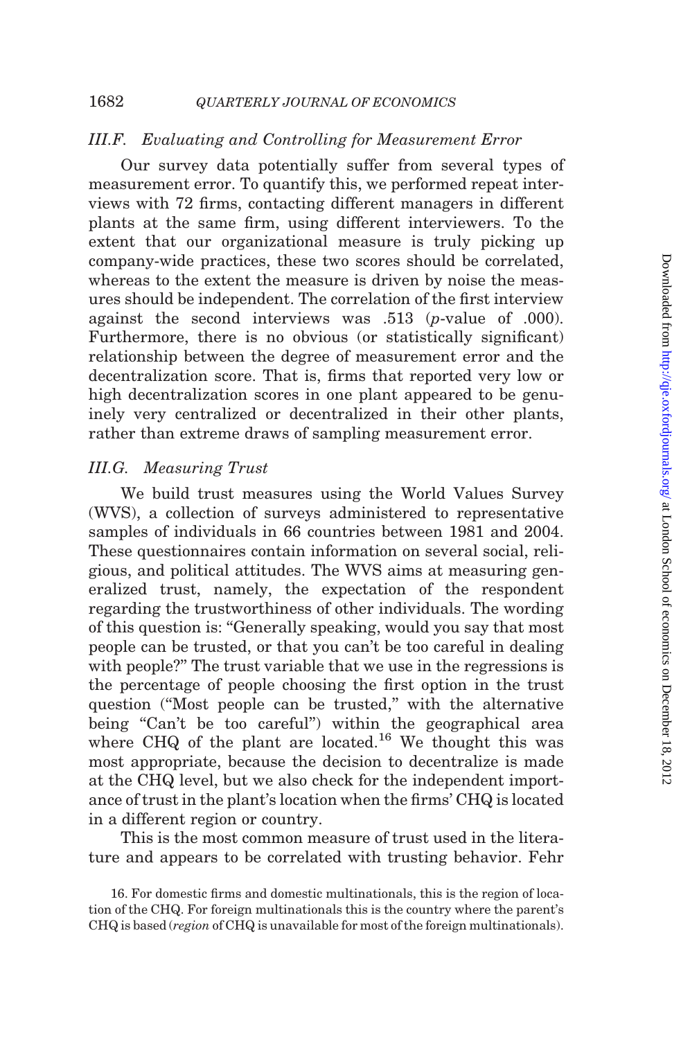### III.F. *Evaluating and Controlling for Measurement Error*

Our survey data potentially suffer from several types of measurement error. To quantify this, we performed repeat interviews with 72 firms, contacting different managers in different plants at the same firm, using different interviewers. To the extent that our organizational measure is truly picking up company-wide practices, these two scores should be correlated, whereas to the extent the measure is driven by noise the measures should be independent. The correlation of the first interview against the second interviews was .513 ($p$-value of .000). Furthermore, there is no obvious (or statistically significant) relationship between the degree of measurement error and the decentralization score. That is, firms that reported very low or high decentralization scores in one plant appeared to be genuinely very centralized or decentralized in their other plants, rather than extreme draws of sampling measurement error.

### III.G. *Measuring Trust*

We build trust measures using the World Values Survey (WVS), a collection of surveys administered to representative samples of individuals in 66 countries between 1981 and 2004. These questionnaires contain information on several social, religious, and political attitudes. The WVS aims at measuring generalized trust, namely, the expectation of the respondent regarding the trustworthiness of other individuals. The wording of this question is: "Generally speaking, would you say that most people can be trusted, or that you can't be too careful in dealing with people?" The trust variable that we use in the regressions is the percentage of people choosing the first option in the trust question ("Most people can be trusted," with the alternative being "Can't be too careful") within the geographical area where CHQ of the plant are located.[16] We thought this was most appropriate, because the decision to decentralize is made at the CHQ level, but we also check for the independent importance of trust in the plant's location when the firms' CHQ is located in a different region or country.

This is the most common measure of trust used in the literature and appears to be correlated with trusting behavior. Fehr

16. For domestic firms and domestic multinationals, this is the region of location of the CHQ. For foreign multinationals this is the country where the parent's CHQ is based (*region* of CHQ is unavailable for most of the foreign multinationals).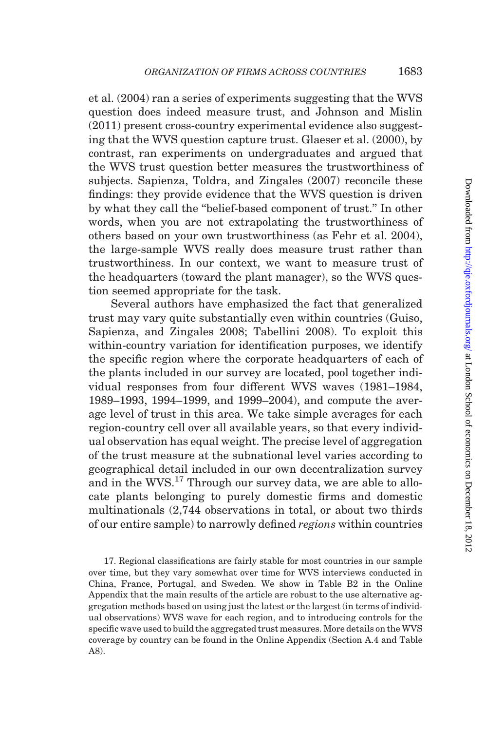et al. (2004) ran a series of experiments suggesting that the WVS question does indeed measure trust, and Johnson and Mislin (2011) present cross-country experimental evidence also suggesting that the WVS question capture trust. Glaeser et al. (2000), by contrast, ran experiments on undergraduates and argued that the WVS trust question better measures the trustworthiness of subjects. Sapienza, Toldra, and Zingales (2007) reconcile these findings: they provide evidence that the WVS question is driven by what they call the "belief-based component of trust." In other words, when you are not extrapolating the trustworthiness of others based on your own trustworthiness (as Fehr et al. 2004), the large-sample WVS really does measure trust rather than trustworthiness. In our context, we want to measure trust of the headquarters (toward the plant manager), so the WVS question seemed appropriate for the task.

Several authors have emphasized the fact that generalized trust may vary quite substantially even within countries (Guiso, Sapienza, and Zingales 2008; Tabellini 2008). To exploit this within-country variation for identification purposes, we identify the specific region where the corporate headquarters of each of the plants included in our survey are located, pool together individual responses from four different WVS waves (1981–1984, 1989–1993, 1994–1999, and 1999–2004), and compute the average level of trust in this area. We take simple averages for each region-country cell over all available years, so that every individual observation has equal weight. The precise level of aggregation of the trust measure at the subnational level varies according to geographical detail included in our own decentralization survey and in the WVS.[17] Through our survey data, we are able to allocate plants belonging to purely domestic firms and domestic multinationals (2,744 observations in total, or about two thirds of our entire sample) to narrowly defined *regions* within countries

17. Regional classifications are fairly stable for most countries in our sample over time, but they vary somewhat over time for WVS interviews conducted in China, France, Portugal, and Sweden. We show in Table B2 in the Online Appendix that the main results of the article are robust to the use alternative aggregation methods based on using just the latest or the largest (in terms of individual observations) WVS wave for each region, and to introducing controls for the specific wave used to build the aggregated trust measures. More details on the WVS coverage by country can be found in the Online Appendix (Section A.4 and Table A8).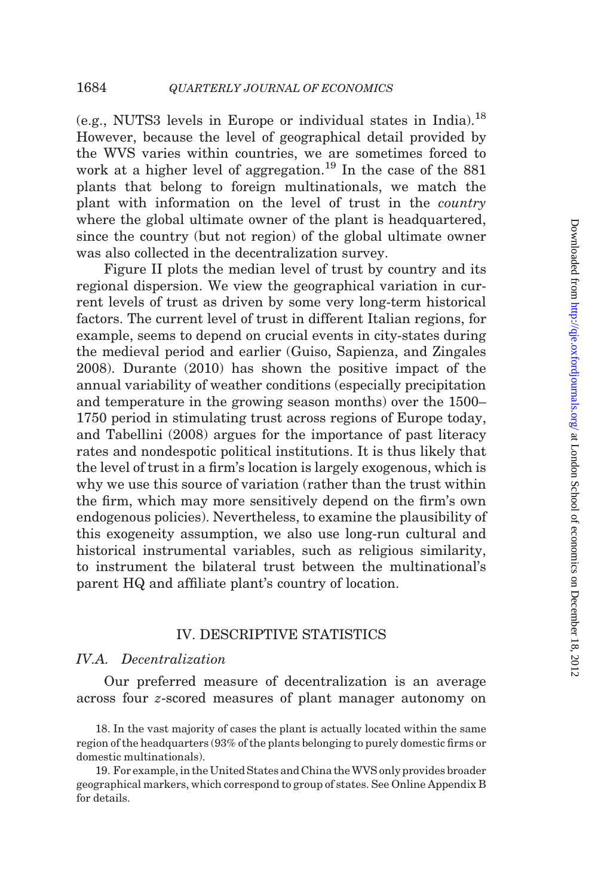(e.g., NUTS3 levels in Europe or individual states in India).[18] However, because the level of geographical detail provided by the WVS varies within countries, we are sometimes forced to work at a higher level of aggregation.[19] In the case of the 881 plants that belong to foreign multinationals, we match the plant with information on the level of trust in the *country* where the global ultimate owner of the plant is headquartered, since the country (but not region) of the global ultimate owner was also collected in the decentralization survey.

Figure II plots the median level of trust by country and its regional dispersion. We view the geographical variation in current levels of trust as driven by some very long-term historical factors. The current level of trust in different Italian regions, for example, seems to depend on crucial events in city-states during the medieval period and earlier (Guiso, Sapienza, and Zingales 2008). Durante (2010) has shown the positive impact of the annual variability of weather conditions (especially precipitation and temperature in the growing season months) over the 1500–1750 period in stimulating trust across regions of Europe today, and Tabellini (2008) argues for the importance of past literacy rates and nondespotic political institutions. It is thus likely that the level of trust in a firm's location is largely exogenous, which is why we use this source of variation (rather than the trust within the firm, which may more sensitively depend on the firm's own endogenous policies). Nevertheless, to examine the plausibility of this exogeneity assumption, we also use long-run cultural and historical instrumental variables, such as religious similarity, to instrument the bilateral trust between the multinational's parent HQ and affiliate plant's country of location.

## IV. Descriptive Statistics

### IV.A. Decentralization

Our preferred measure of decentralization is an average across four $z$-scored measures of plant manager autonomy on

18. In the vast majority of cases the plant is actually located within the same region of the headquarters (93% of the plants belonging to purely domestic firms or domestic multinationals).

19. For example, in the United States and China the WVS only provides broader geographical markers, which correspond to group of states. See Online Appendix B for details.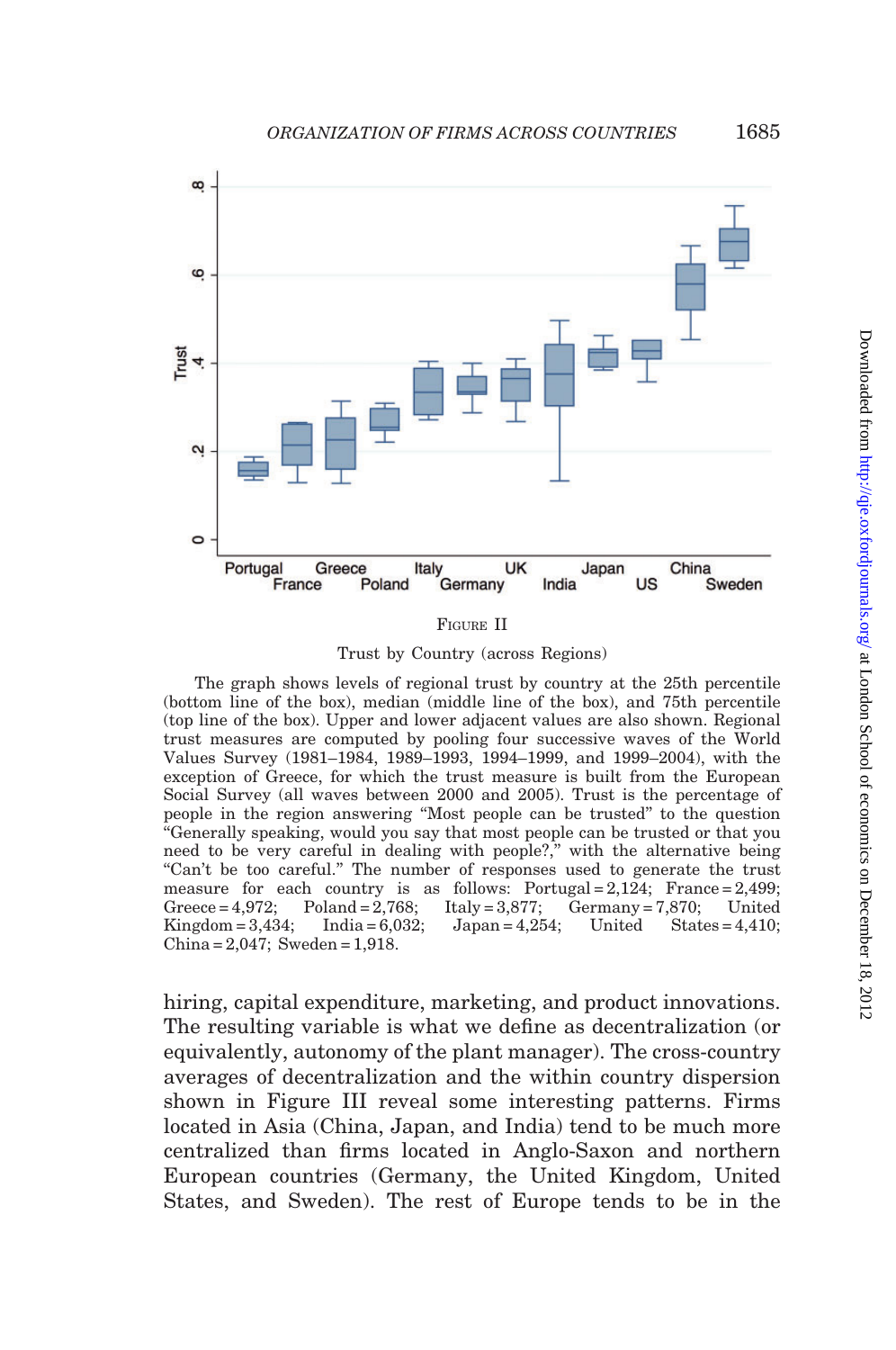FIGURE II

Trust by Country (across Regions)

The graph shows levels of regional trust by country at the 25th percentile (bottom line of the box), median (middle line of the box), and 75th percentile (top line of the box). Upper and lower adjacent values are also shown. Regional trust measures are computed by pooling four successive waves of the World Values Survey (1981–1984, 1989–1993, 1994–1999, and 1999–2004), with the exception of Greece, for which the trust measure is built from the European Social Survey (all waves between 2000 and 2005). Trust is the percentage of people in the region answering "Most people can be trusted" to the question "Generally speaking, would you say that most people can be trusted or that you need to be very careful in dealing with people?," with the alternative being "Can't be too careful." The number of responses used to generate the trust measure for each country is as follows: Portugal = 2,124; France = 2,499; Greece = 4,972; Poland = 2,768; Italy = 3,877; Germany = 7,870; United Kingdom = 3,434; India = 6,032; Japan = 4,254; United States = 4,410; China = 2,047; Sweden = 1,918.

hiring, capital expenditure, marketing, and product innovations. The resulting variable is what we define as decentralization (or equivalently, autonomy of the plant manager). The cross-country averages of decentralization and the within country dispersion shown in Figure III reveal some interesting patterns. Firms located in Asia (China, Japan, and India) tend to be much more centralized than firms located in Anglo-Saxon and northern European countries (Germany, the United Kingdom, United States, and Sweden). The rest of Europe tends to be in the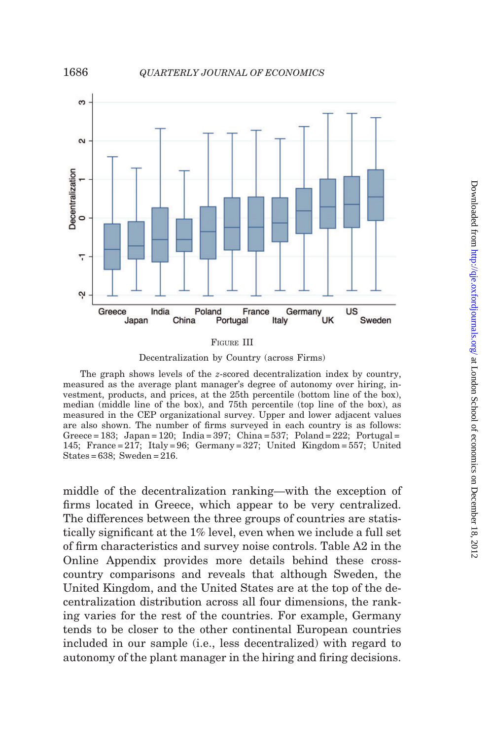FIGURE III

Decentralization by Country (across Firms)

The graph shows levels of the $z$-scored decentralization index by country, measured as the average plant manager's degree of autonomy over hiring, investment, products, and prices, at the 25th percentile (bottom line of the box), median (middle line of the box), and 75th percentile (top line of the box), as measured in the CEP organizational survey. Upper and lower adjacent values are also shown. The number of firms surveyed in each country is as follows: Greece = 183; Japan = 120; India = 397; China = 537; Poland = 222; Portugal = 145; France = 217; Italy = 96; Germany = 327; United Kingdom = 557; United States = 638; Sweden = 216.

middle of the decentralization ranking—with the exception of firms located in Greece, which appear to be very centralized. The differences between the three groups of countries are statistically significant at the 1% level, even when we include a full set of firm characteristics and survey noise controls. Table A2 in the Online Appendix provides more details behind these cross-country comparisons and reveals that although Sweden, the United Kingdom, and the United States are at the top of the decentralization distribution across all four dimensions, the ranking varies for the rest of the countries. For example, Germany tends to be closer to the other continental European countries included in our sample (i.e., less decentralized) with regard to autonomy of the plant manager in the hiring and firing decisions.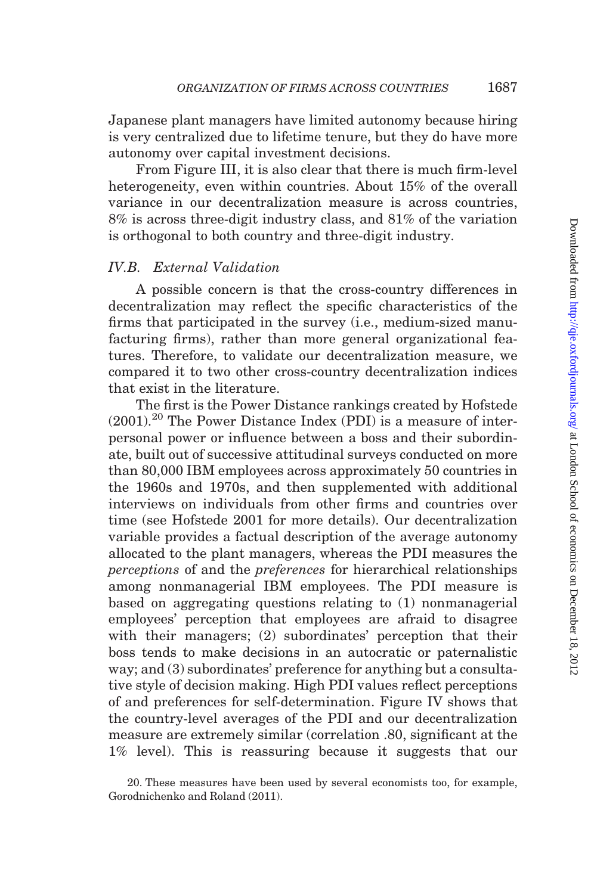Japanese plant managers have limited autonomy because hiring is very centralized due to lifetime tenure, but they do have more autonomy over capital investment decisions.

From Figure III, it is also clear that there is much firm-level heterogeneity, even within countries. About 15% of the overall variance in our decentralization measure is across countries, 8% is across three-digit industry class, and 81% of the variation is orthogonal to both country and three-digit industry.

### IV.B. External Validation

A possible concern is that the cross-country differences in decentralization may reflect the specific characteristics of the firms that participated in the survey (i.e., medium-sized manufacturing firms), rather than more general organizational features. Therefore, to validate our decentralization measure, we compared it to two other cross-country decentralization indices that exist in the literature.

The first is the Power Distance rankings created by Hofstede (2001).[20] The Power Distance Index (PDI) is a measure of interpersonal power or influence between a boss and their subordinate, built out of successive attitudinal surveys conducted on more than 80,000 IBM employees across approximately 50 countries in the 1960s and 1970s, and then supplemented with additional interviews on individuals from other firms and countries over time (see Hofstede 2001 for more details). Our decentralization variable provides a factual description of the average autonomy allocated to the plant managers, whereas the PDI measures the *perceptions* of and the *preferences* for hierarchical relationships among nonmanagerial IBM employees. The PDI measure is based on aggregating questions relating to (1) nonmanagerial employees' perception that employees are afraid to disagree with their managers; (2) subordinates' perception that their boss tends to make decisions in an autocratic or paternalistic way; and (3) subordinates' preference for anything but a consultative style of decision making. High PDI values reflect perceptions of and preferences for self-determination. Figure IV shows that the country-level averages of the PDI and our decentralization measure are extremely similar (correlation .80, significant at the 1% level). This is reassuring because it suggests that our

20. These measures have been used by several economists too, for example, Gorodnichenko and Roland (2011).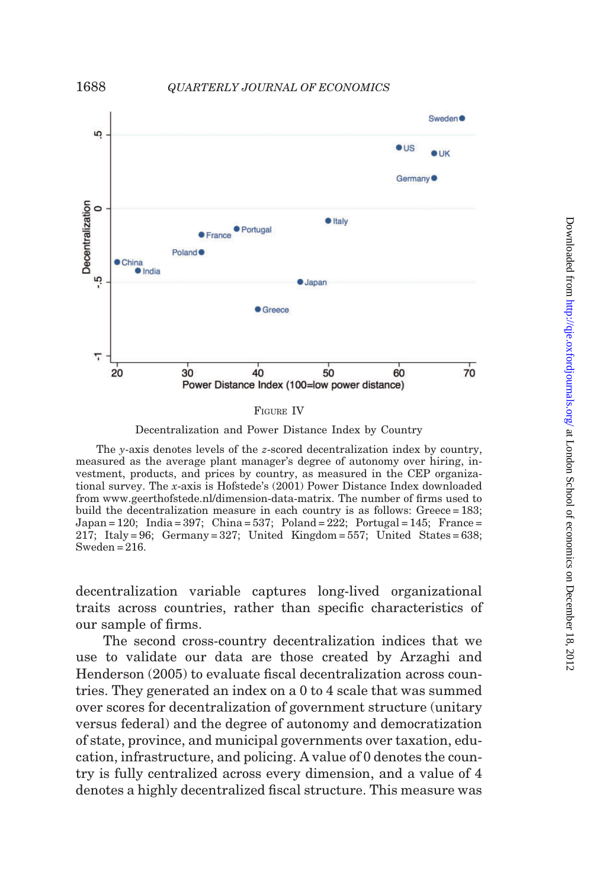FIGURE IV

Decentralization and Power Distance Index by Country

The $y$-axis denotes levels of the $z$-scored decentralization index by country, measured as the average plant manager's degree of autonomy over hiring, investment, products, and prices by country, as measured in the CEP organizational survey. The $x$-axis is Hofstede's (2001) Power Distance Index downloaded from www.geerthofstede.nl/dimension-data-matrix. The number of firms used to build the decentralization measure in each country is as follows: Greece = 183; Japan = 120; India = 397; China = 537; Poland = 222; Portugal = 145; France = 217; Italy = 96; Germany = 327; United Kingdom = 557; United States = 638; Sweden = 216.

decentralization variable captures long-lived organizational traits across countries, rather than specific characteristics of our sample of firms.

The second cross-country decentralization indices that we use to validate our data are those created by Arzaghi and Henderson (2005) to evaluate fiscal decentralization across countries. They generated an index on a 0 to 4 scale that was summed over scores for decentralization of government structure (unitary versus federal) and the degree of autonomy and democratization of state, province, and municipal governments over taxation, education, infrastructure, and policing. A value of 0 denotes the country is fully centralized across every dimension, and a value of 4 denotes a highly decentralized fiscal structure. This measure was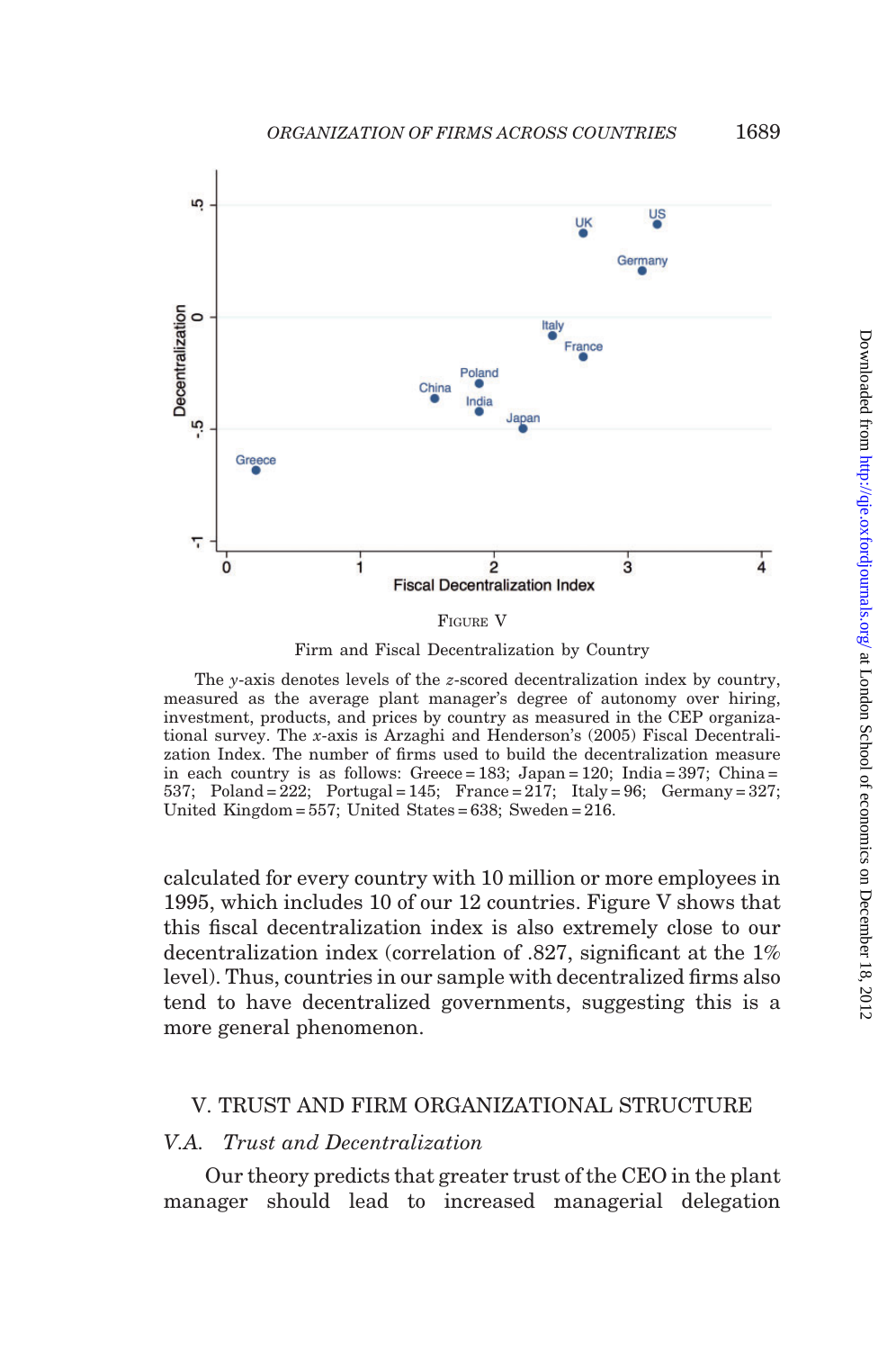FIGURE V

Firm and Fiscal Decentralization by Country

The $y$-axis denotes levels of the $z$-scored decentralization index by country, measured as the average plant manager's degree of autonomy over hiring, investment, products, and prices by country as measured in the CEP organizational survey. The $x$-axis is Arzaghi and Henderson's (2005) Fiscal Decentralization Index. The number of firms used to build the decentralization measure in each country is as follows: Greece = 183; Japan = 120; India = 397; China = 537; Poland = 222; Portugal = 145; France = 217; Italy = 96; Germany = 327; United Kingdom = 557; United States = 638; Sweden = 216.

calculated for every country with 10 million or more employees in 1995, which includes 10 of our 12 countries. Figure V shows that this fiscal decentralization index is also extremely close to our decentralization index (correlation of .827, significant at the 1% level). Thus, countries in our sample with decentralized firms also tend to have decentralized governments, suggesting this is a more general phenomenon.

## V. TRUST AND FIRM ORGANIZATIONAL STRUCTURE

### V.A. *Trust and Decentralization*

Our theory predicts that greater trust of the CEO in the plant manager should lead to increased managerial delegation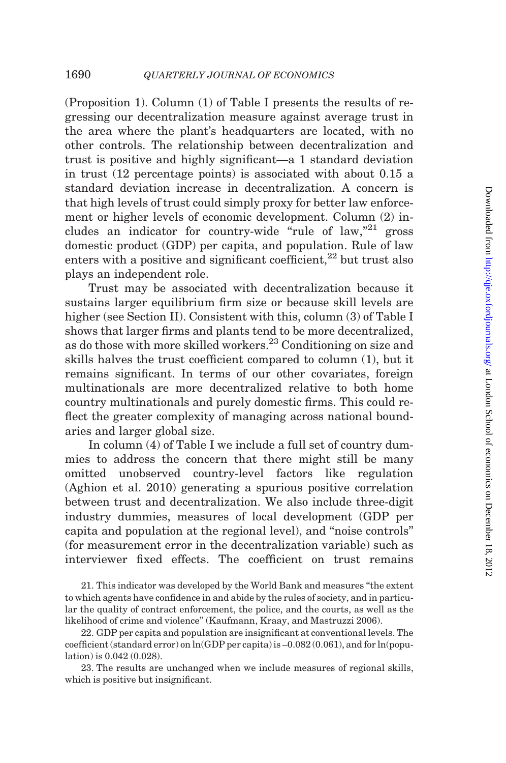(Proposition 1). Column (1) of Table I presents the results of regressing our decentralization measure against average trust in the area where the plant's headquarters are located, with no other controls. The relationship between decentralization and trust is positive and highly significant—a 1 standard deviation in trust (12 percentage points) is associated with about 0.15 a standard deviation increase in decentralization. A concern is that high levels of trust could simply proxy for better law enforcement or higher levels of economic development. Column (2) includes an indicator for country-wide "rule of law,"[21] gross domestic product (GDP) per capita, and population. Rule of law enters with a positive and significant coefficient,[22] but trust also plays an independent role.

Trust may be associated with decentralization because it sustains larger equilibrium firm size or because skill levels are higher (see Section II). Consistent with this, column (3) of Table I shows that larger firms and plants tend to be more decentralized, as do those with more skilled workers.[23] Conditioning on size and skills halves the trust coefficient compared to column (1), but it remains significant. In terms of our other covariates, foreign multinationals are more decentralized relative to both home country multinationals and purely domestic firms. This could reflect the greater complexity of managing across national boundaries and larger global size.

In column (4) of Table I we include a full set of country dummies to address the concern that there might still be many omitted unobserved country-level factors like regulation (Aghion et al. 2010) generating a spurious positive correlation between trust and decentralization. We also include three-digit industry dummies, measures of local development (GDP per capita and population at the regional level), and "noise controls" (for measurement error in the decentralization variable) such as interviewer fixed effects. The coefficient on trust remains

21. This indicator was developed by the World Bank and measures "the extent to which agents have confidence in and abide by the rules of society, and in particular the quality of contract enforcement, the police, and the courts, as well as the likelihood of crime and violence" (Kaufmann, Kraay, and Mastruzzi 2006).

22. GDP per capita and population are insignificant at conventional levels. The coefficient (standard error) on ln(GDP per capita) is –0.082 (0.061), and for ln(population) is 0.042 (0.028).

23. The results are unchanged when we include measures of regional skills, which is positive but insignificant.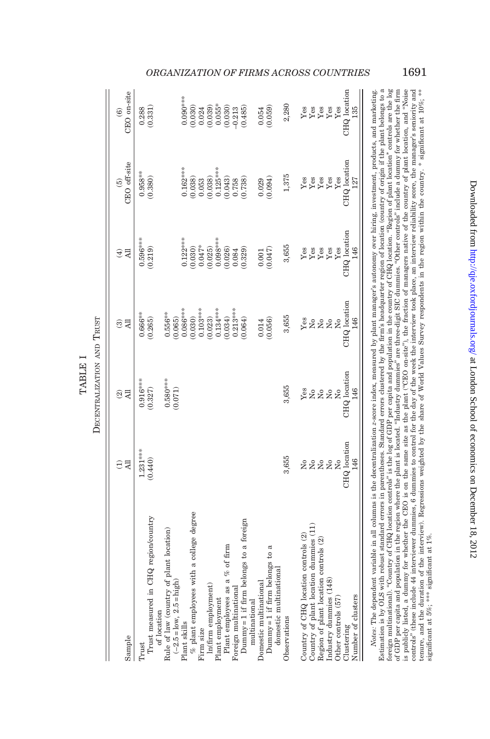TABLE I

DECENTRALIZATION AND TRUST

| Sample | (1) All | (2) All | (3) All | (4) All | (5) CEO off-site | (6) CEO on-site |
|---|---|---|---|---|---|---|
| Trust | | | | | | |
| Trust measured in CHQ region/country of location | 1.231*** | 0.916*** | 0.666** | 0.596*** | 0.958** | 0.288 |
| | (0.440) | (0.327) | (0.265) | (0.219) | (0.380) | (0.331) |
| Rule of law (country of plant location) (−2.5 = low, 2.5 = high) | | 0.580*** | 0.556** | | | |
| | | (0.071) | (0.065) | | | |
| Plant skills | | | | | | |
| % plant employees with a college degree | | | 0.086*** | 0.122*** | 0.162*** | 0.090*** |
| | | | (0.030) | (0.030) | (0.038) | (0.030) |
| Firm size | | | | | | |
| ln(firm employment) | | | 0.103*** | 0.047* | 0.053 | 0.024 |
| | | | (0.023) | (0.025) | (0.038) | (0.039) |
| Plant employment | | | | | | |
| Plant employees as a % of firm | | | 0.134*** | 0.098*** | 0.125*** | 0.055* |
| | | | (0.034) | (0.026) | (0.043) | (0.030) |
| Foreign multinational | | | | | | |
| Dummy = 1 if firm belongs to a foreign multinational | | | 0.213*** | 0.084 | 0.758 | −0.213 |
| | | | (0.064) | (0.329) | (0.738) | (0.485) |
| Domestic multinational | | | | | | |
| Dummy = 1 if firm belongs to a domestic multinational | | | 0.014 | 0.001 | 0.029 | 0.054 |
| | | | (0.056) | (0.047) | (0.094) | (0.059) |
| Observations | 3,655 | 3,655 | 3,655 | 3,655 | 1,375 | 2,280 |
| Country of CHQ location controls (2) | No | Yes | Yes | Yes | Yes | Yes |
| Country of plant location dummies (11) | No | No | No | Yes | Yes | Yes |
| Region of plant location controls (2) | No | No | No | Yes | Yes | Yes |
| Industry dummies (148) | No | No | No | Yes | Yes | Yes |
| Other controls (57) | No | No | No | Yes | Yes | Yes |
| Clustering | CHQ location | CHQ location | CHQ location | CHQ location | CHQ location | CHQ location |
| Number of clusters | 146 | 146 | 146 | 146 | 127 | 135 |

*Notes:* The dependent variable in all columns is the decentralization z-score index, measured by plant manager's autonomy over hiring, investment, products, and marketing. Estimation is by OLS with robust standard errors in parentheses. Standard errors clustered by the firm's headquarter region of location (country of origin if the plant belongs to a foreign multinational). "Country of CHQ location controls" is the log of GDP per capita and population in the country of CHQ location. "Region of plant location" controls are the log of GDP per capita and population in the region where the plant is located. "Industry dummies" are three-digit SIC dummies. "Other controls" include a dummy for whether the firm is publicly listed, a dummy for whether the CEO is on the same site as the plant ("CEO on-site"), the fraction of managers native of the country of plant location, and "Noise controls" (these include 44 interviewer dummies, 6 dummies to control for the day of the week the interview took place, an interview reliability score, the manager's seniority and tenure, and the duration of the interview). Regressions weighted by the share of World Values Survey respondents in the region within the country. * significant at 10%; ** significant at 5%; *** significant at 1%.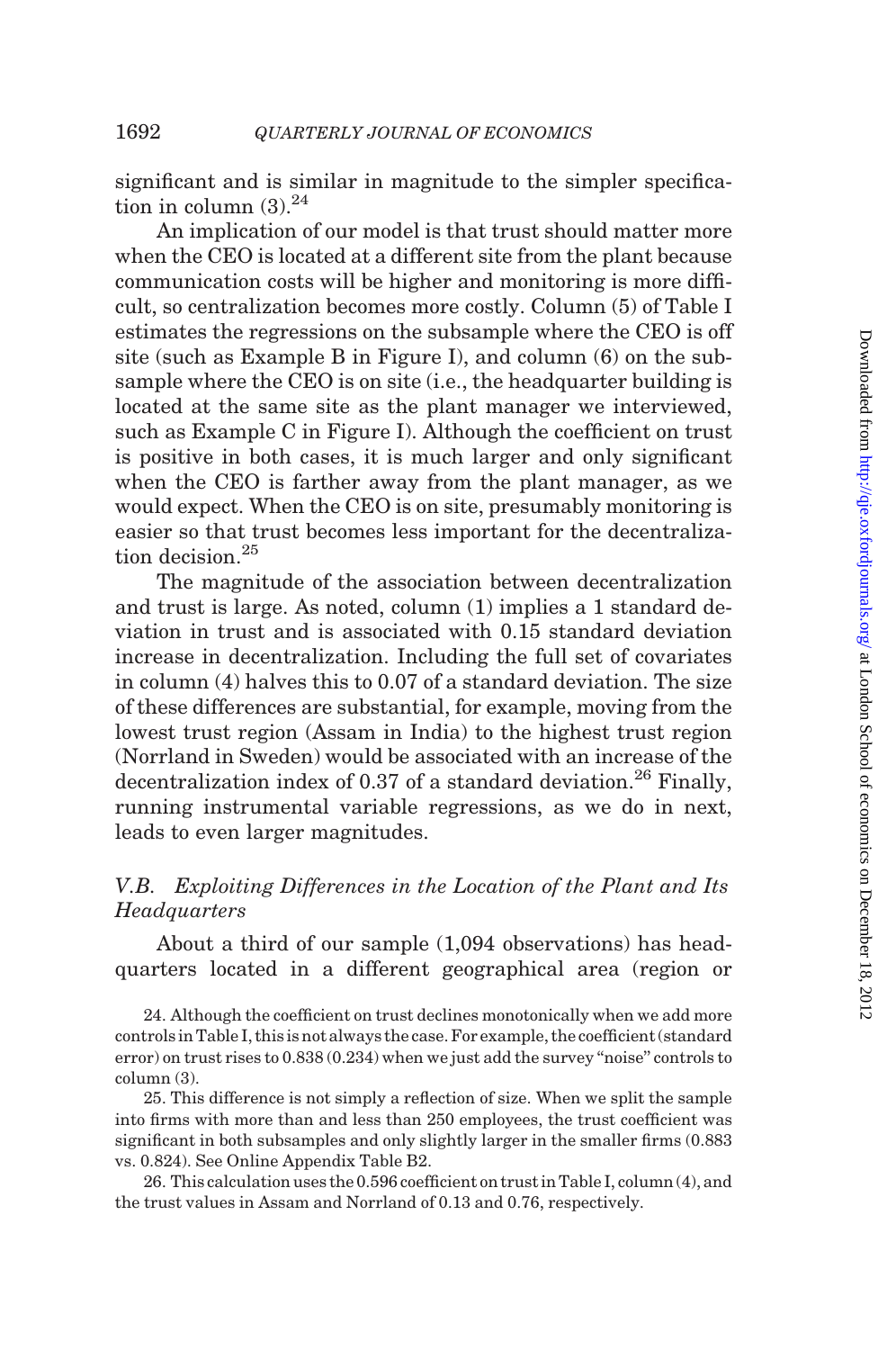significant and is similar in magnitude to the simpler specification in column (3).[24]

An implication of our model is that trust should matter more when the CEO is located at a different site from the plant because communication costs will be higher and monitoring is more difficult, so centralization becomes more costly. Column (5) of Table I estimates the regressions on the subsample where the CEO is off site (such as Example B in Figure I), and column (6) on the subsample where the CEO is on site (i.e., the headquarter building is located at the same site as the plant manager we interviewed, such as Example C in Figure I). Although the coefficient on trust is positive in both cases, it is much larger and only significant when the CEO is farther away from the plant manager, as we would expect. When the CEO is on site, presumably monitoring is easier so that trust becomes less important for the decentralization decision.[25]

The magnitude of the association between decentralization and trust is large. As noted, column (1) implies a 1 standard deviation in trust and is associated with 0.15 standard deviation increase in decentralization. Including the full set of covariates in column (4) halves this to 0.07 of a standard deviation. The size of these differences are substantial, for example, moving from the lowest trust region (Assam in India) to the highest trust region (Norrland in Sweden) would be associated with an increase of the decentralization index of 0.37 of a standard deviation.[26] Finally, running instrumental variable regressions, as we do in next, leads to even larger magnitudes.

### V.B. *Exploiting Differences in the Location of the Plant and Its Headquarters*

About a third of our sample (1,094 observations) has headquarters located in a different geographical area (region or

24. Although the coefficient on trust declines monotonically when we add more controls in Table I, this is not always the case. For example, the coefficient (standard error) on trust rises to 0.838 (0.234) when we just add the survey "noise" controls to column (3).

25. This difference is not simply a reflection of size. When we split the sample into firms with more than and less than 250 employees, the trust coefficient was significant in both subsamples and only slightly larger in the smaller firms (0.883 vs. 0.824). See Online Appendix Table B2.

26. This calculation uses the 0.596 coefficient on trust in Table I, column (4), and the trust values in Assam and Norrland of 0.13 and 0.76, respectively.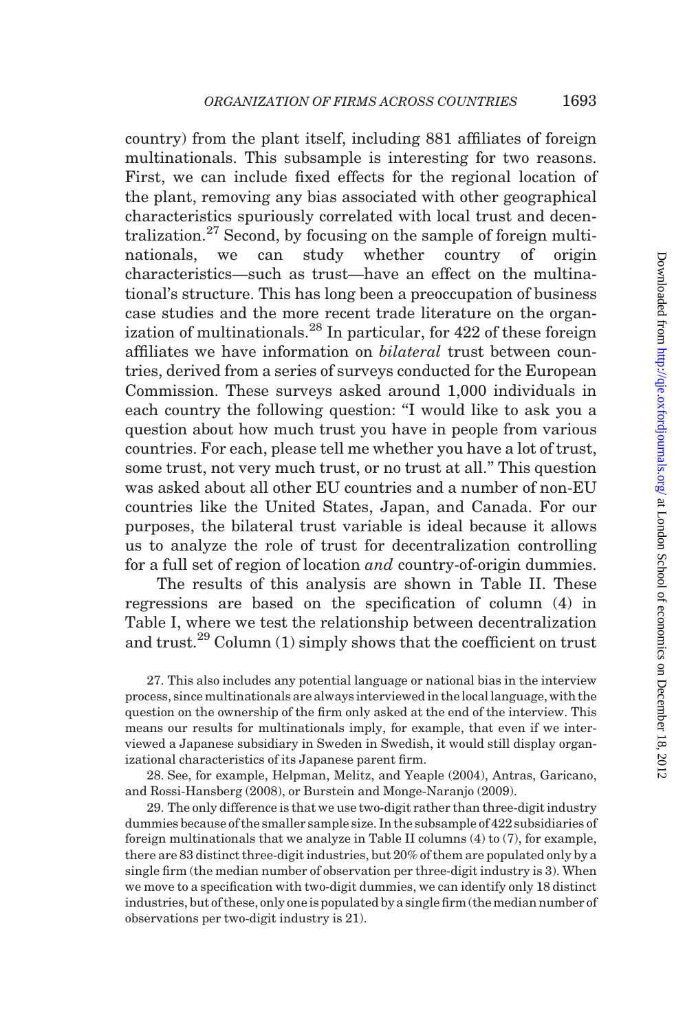country) from the plant itself, including 881 affiliates of foreign multinationals. This subsample is interesting for two reasons. First, we can include fixed effects for the regional location of the plant, removing any bias associated with other geographical characteristics spuriously correlated with local trust and decentralization.[27] Second, by focusing on the sample of foreign multinationals, we can study whether country of origin characteristics—such as trust—have an effect on the multinational's structure. This has long been a preoccupation of business case studies and the more recent trade literature on the organization of multinationals.[28] In particular, for 422 of these foreign affiliates we have information on *bilateral* trust between countries, derived from a series of surveys conducted for the European Commission. These surveys asked around 1,000 individuals in each country the following question: "I would like to ask you a question about how much trust you have in people from various countries. For each, please tell me whether you have a lot of trust, some trust, not very much trust, or no trust at all." This question was asked about all other EU countries and a number of non-EU countries like the United States, Japan, and Canada. For our purposes, the bilateral trust variable is ideal because it allows us to analyze the role of trust for decentralization controlling for a full set of region of location *and* country-of-origin dummies.

The results of this analysis are shown in Table II. These regressions are based on the specification of column (4) in Table I, where we test the relationship between decentralization and trust.[29] Column (1) simply shows that the coefficient on trust

27. This also includes any potential language or national bias in the interview process, since multinationals are always interviewed in the local language, with the question on the ownership of the firm only asked at the end of the interview. This means our results for multinationals imply, for example, that even if we interviewed a Japanese subsidiary in Sweden in Swedish, it would still display organizational characteristics of its Japanese parent firm.

28. See, for example, Helpman, Melitz, and Yeaple (2004), Antras, Garicano, and Rossi-Hansberg (2008), or Burstein and Monge-Naranjo (2009).

29. The only difference is that we use two-digit rather than three-digit industry dummies because of the smaller sample size. In the subsample of 422 subsidiaries of foreign multinationals that we analyze in Table II columns (4) to (7), for example, there are 83 distinct three-digit industries, but 20% of them are populated only by a single firm (the median number of observation per three-digit industry is 3). When we move to a specification with two-digit dummies, we can identify only 18 distinct industries, but of these, only one is populated by a single firm (the median number of observations per two-digit industry is 21).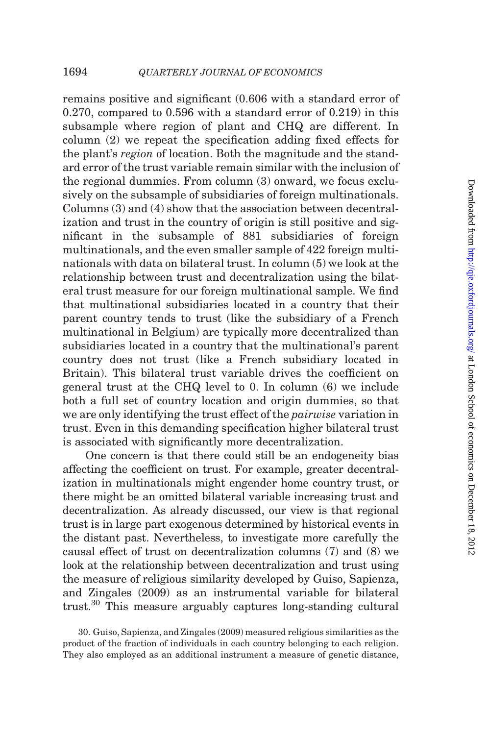remains positive and significant (0.606 with a standard error of 0.270, compared to 0.596 with a standard error of 0.219) in this subsample where region of plant and CHQ are different. In column (2) we repeat the specification adding fixed effects for the plant's *region* of location. Both the magnitude and the standard error of the trust variable remain similar with the inclusion of the regional dummies. From column (3) onward, we focus exclusively on the subsample of subsidiaries of foreign multinationals. Columns (3) and (4) show that the association between decentralization and trust in the country of origin is still positive and significant in the subsample of 881 subsidiaries of foreign multinationals, and the even smaller sample of 422 foreign multinationals with data on bilateral trust. In column (5) we look at the relationship between trust and decentralization using the bilateral trust measure for our foreign multinational sample. We find that multinational subsidiaries located in a country that their parent country tends to trust (like the subsidiary of a French multinational in Belgium) are typically more decentralized than subsidiaries located in a country that the multinational's parent country does not trust (like a French subsidiary located in Britain). This bilateral trust variable drives the coefficient on general trust at the CHQ level to 0. In column (6) we include both a full set of country location and origin dummies, so that we are only identifying the trust effect of the *pairwise* variation in trust. Even in this demanding specification higher bilateral trust is associated with significantly more decentralization.

One concern is that there could still be an endogeneity bias affecting the coefficient on trust. For example, greater decentralization in multinationals might engender home country trust, or there might be an omitted bilateral variable increasing trust and decentralization. As already discussed, our view is that regional trust is in large part exogenous determined by historical events in the distant past. Nevertheless, to investigate more carefully the causal effect of trust on decentralization columns (7) and (8) we look at the relationship between decentralization and trust using the measure of religious similarity developed by Guiso, Sapienza, and Zingales (2009) as an instrumental variable for bilateral trust.[30] This measure arguably captures long-standing cultural

30. Guiso, Sapienza, and Zingales (2009) measured religious similarities as the product of the fraction of individuals in each country belonging to each religion. They also employed as an additional instrument a measure of genetic distance,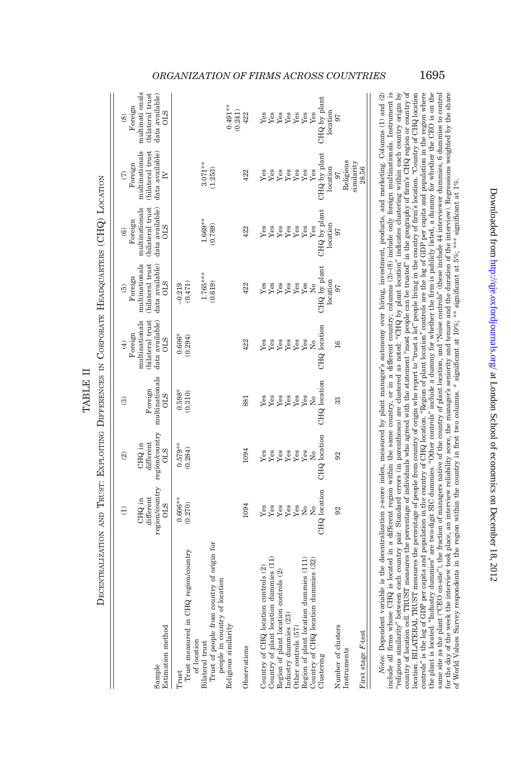TABLE II

DECENTRALIZATION AND TRUST: EXPLOITING DIFFERENCES IN CORPORATE HEADQUARTERS (CHQ) LOCATION

| | (1) | (2) | (3) | (4) | (5) | (6) | (7) | (8) |
|---|---|---|---|---|---|---|---|---|
| Sample | CHQ in different region/country | CHQ in different region/country | Foreign multinationals | Foreign multinationals (bilateral trust data available) | Foreign multinationals (bilateral trust data available) | Foreign multinationals (bilateral trust data available) | Foreign multinationals (bilateral trust data available) | Foreign multinati onals (bilateral trust data available) |
| Estimation method | OLS | OLS | OLS | OLS | OLS | OLS | IV | OLS |
| Trust | | | | | | | | |
| Trust measured in CHQ region/country of location | 0.606** (0.270) | 0.579** (0.284) | 0.598* (0.310) | 0.606* (0.294) | −0.219 (0.471) | | | |
| Bilateral trust | | | | | | | | |
| Trust of people from country of origin for people in country of location | | | | | 1.765*** (0.619) | 1.669** (0.789) | 3.071** (1.253) | |
| Religious similarity | | | | | | | | 0.491** (0.241) |
| Observations | 1094 | 1094 | 881 | 422 | 422 | 422 | 422 | 422 |
| Country of CHQ location controls (2) | Yes | Yes | Yes | Yes | Yes | Yes | Yes | Yes |
| Country of plant location dummies (11) | Yes | Yes | Yes | Yes | Yes | Yes | Yes | Yes |
| Region of plant location controls (2) | Yes | Yes | Yes | Yes | Yes | Yes | Yes | Yes |
| Industry dummies (23) | Yes | Yes | Yes | Yes | Yes | Yes | Yes | Yes |
| Other controls (57) | Yes | Yes | Yes | Yes | Yes | Yes | Yes | Yes |
| Region of plant location dummies (111) | No | Yes | Yes | Yes | Yes | Yes | Yes | Yes |
| Country of CHQ location dummies (32) | No | No | No | No | No | Yes | Yes | Yes |
| Clustering | CHQ location | CHQ location | CHQ location | CHQ location | CHQ by plant location | CHQ by plant location | CHQ by plant location | CHQ by plant location |
| Number of clusters | 92 | 92 | 33 | 16 | 97 | 97 | 97 | 97 |
| Instruments | | | | | | | Religious similarity | |
| First stage $F$-test | | | | | | | 28.56 | |

*Notes:* Dependent variable is the decentralization $z$-score index, measured by plant manager's autonomy over hiring, investment, products, and marketing. Columns (1) and (2) include all firms whose CHQ is located in a different region within the same country, or in a different country; columns (3)–(8) include only foreign multinationals. Instrument is "religious similarity" between each country pair. Standard errors (in parentheses) are clustered as noted: "CHQ by plant location" indicates clustering within each country origin by country of location cell. TRUST measures the percentage of individuals who agreed with the statement "most people can be trusted" in the geography of firm's CHQ region or country of location. BILATERAL TRUST measures the percentage of people from country of origin who report to "trust a lot" people living in the country of firm's location. "Country of CHQ location controls" is the log of GDP per capita and population in the country of CHQ location. "Region of plant location" controls are the log of GDP per capita and population in the region where the plant is located. "Industry dummies" are two-digit SIC dummies. "Other controls" include a dummy for whether the firm is publicly listed, a dummy for whether the CEO is on the same site as the plant ("CEO on-site"), the fraction of managers native of the country of plant location, and "Noise controls" (these include 44 interviewer dummies, 6 dummies to control for the day of the week the interview took place, an interview reliability score, the manager's seniority and tenure and the duration of the interview). Regressions weighted by the share of World Values Survey respondents in the region within the country in first two columns. * significant at 10%; ** significant at 5%; *** significant at 1%.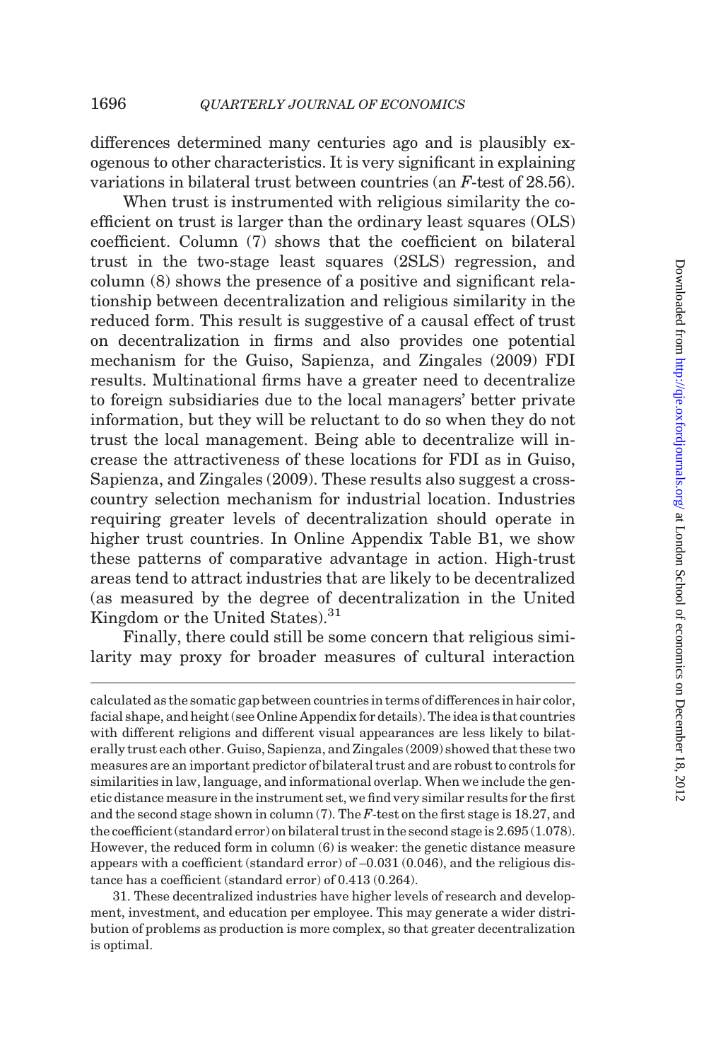differences determined many centuries ago and is plausibly exogenous to other characteristics. It is very significant in explaining variations in bilateral trust between countries (an $F$-test of 28.56).

When trust is instrumented with religious similarity the coefficient on trust is larger than the ordinary least squares (OLS) coefficient. Column (7) shows that the coefficient on bilateral trust in the two-stage least squares (2SLS) regression, and column (8) shows the presence of a positive and significant relationship between decentralization and religious similarity in the reduced form. This result is suggestive of a causal effect of trust on decentralization in firms and also provides one potential mechanism for the Guiso, Sapienza, and Zingales (2009) FDI results. Multinational firms have a greater need to decentralize to foreign subsidiaries due to the local managers' better private information, but they will be reluctant to do so when they do not trust the local management. Being able to decentralize will increase the attractiveness of these locations for FDI as in Guiso, Sapienza, and Zingales (2009). These results also suggest a cross-country selection mechanism for industrial location. Industries requiring greater levels of decentralization should operate in higher trust countries. In Online Appendix Table B1, we show these patterns of comparative advantage in action. High-trust areas tend to attract industries that are likely to be decentralized (as measured by the degree of decentralization in the United Kingdom or the United States).[31]

Finally, there could still be some concern that religious similarity may proxy for broader measures of cultural interaction

---

calculated as the somatic gap between countries in terms of differences in hair color, facial shape, and height (see Online Appendix for details). The idea is that countries with different religions and different visual appearances are less likely to bilaterally trust each other. Guiso, Sapienza, and Zingales (2009) showed that these two measures are an important predictor of bilateral trust and are robust to controls for similarities in law, language, and informational overlap. When we include the genetic distance measure in the instrument set, we find very similar results for the first and the second stage shown in column (7). The $F$-test on the first stage is 18.27, and the coefficient (standard error) on bilateral trust in the second stage is 2.695 (1.078). However, the reduced form in column (6) is weaker: the genetic distance measure appears with a coefficient (standard error) of –0.031 (0.046), and the religious distance has a coefficient (standard error) of 0.413 (0.264).

31. These decentralized industries have higher levels of research and development, investment, and education per employee. This may generate a wider distribution of problems as production is more complex, so that greater decentralization is optimal.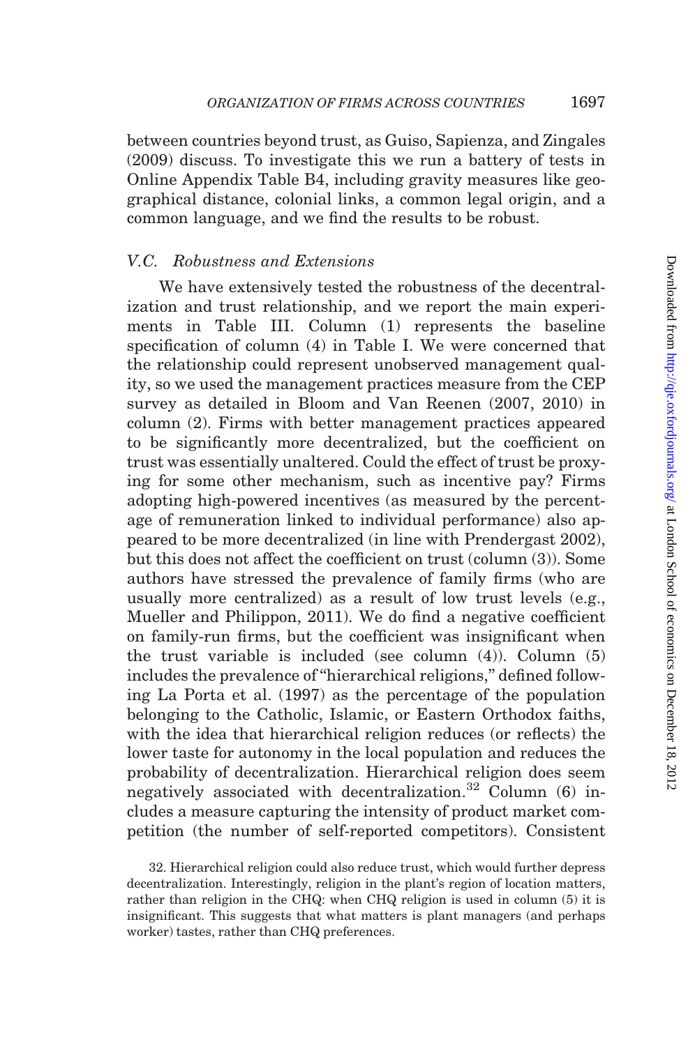between countries beyond trust, as Guiso, Sapienza, and Zingales (2009) discuss. To investigate this we run a battery of tests in Online Appendix Table B4, including gravity measures like geographical distance, colonial links, a common legal origin, and a common language, and we find the results to be robust.

### V.C. *Robustness and Extensions*

We have extensively tested the robustness of the decentralization and trust relationship, and we report the main experiments in Table III. Column (1) represents the baseline specification of column (4) in Table I. We were concerned that the relationship could represent unobserved management quality, so we used the management practices measure from the CEP survey as detailed in Bloom and Van Reenen (2007, 2010) in column (2). Firms with better management practices appeared to be significantly more decentralized, but the coefficient on trust was essentially unaltered. Could the effect of trust be proxying for some other mechanism, such as incentive pay? Firms adopting high-powered incentives (as measured by the percentage of remuneration linked to individual performance) also appeared to be more decentralized (in line with Prendergast 2002), but this does not affect the coefficient on trust (column (3)). Some authors have stressed the prevalence of family firms (who are usually more centralized) as a result of low trust levels (e.g., Mueller and Philippon, 2011). We do find a negative coefficient on family-run firms, but the coefficient was insignificant when the trust variable is included (see column (4)). Column (5) includes the prevalence of "hierarchical religions," defined following La Porta et al. (1997) as the percentage of the population belonging to the Catholic, Islamic, or Eastern Orthodox faiths, with the idea that hierarchical religion reduces (or reflects) the lower taste for autonomy in the local population and reduces the probability of decentralization. Hierarchical religion does seem negatively associated with decentralization.[32] Column (6) includes a measure capturing the intensity of product market competition (the number of self-reported competitors). Consistent

32. Hierarchical religion could also reduce trust, which would further depress decentralization. Interestingly, religion in the plant's region of location matters, rather than religion in the CHQ: when CHQ religion is used in column (5) it is insignificant. This suggests that what matters is plant managers (and perhaps worker) tastes, rather than CHQ preferences.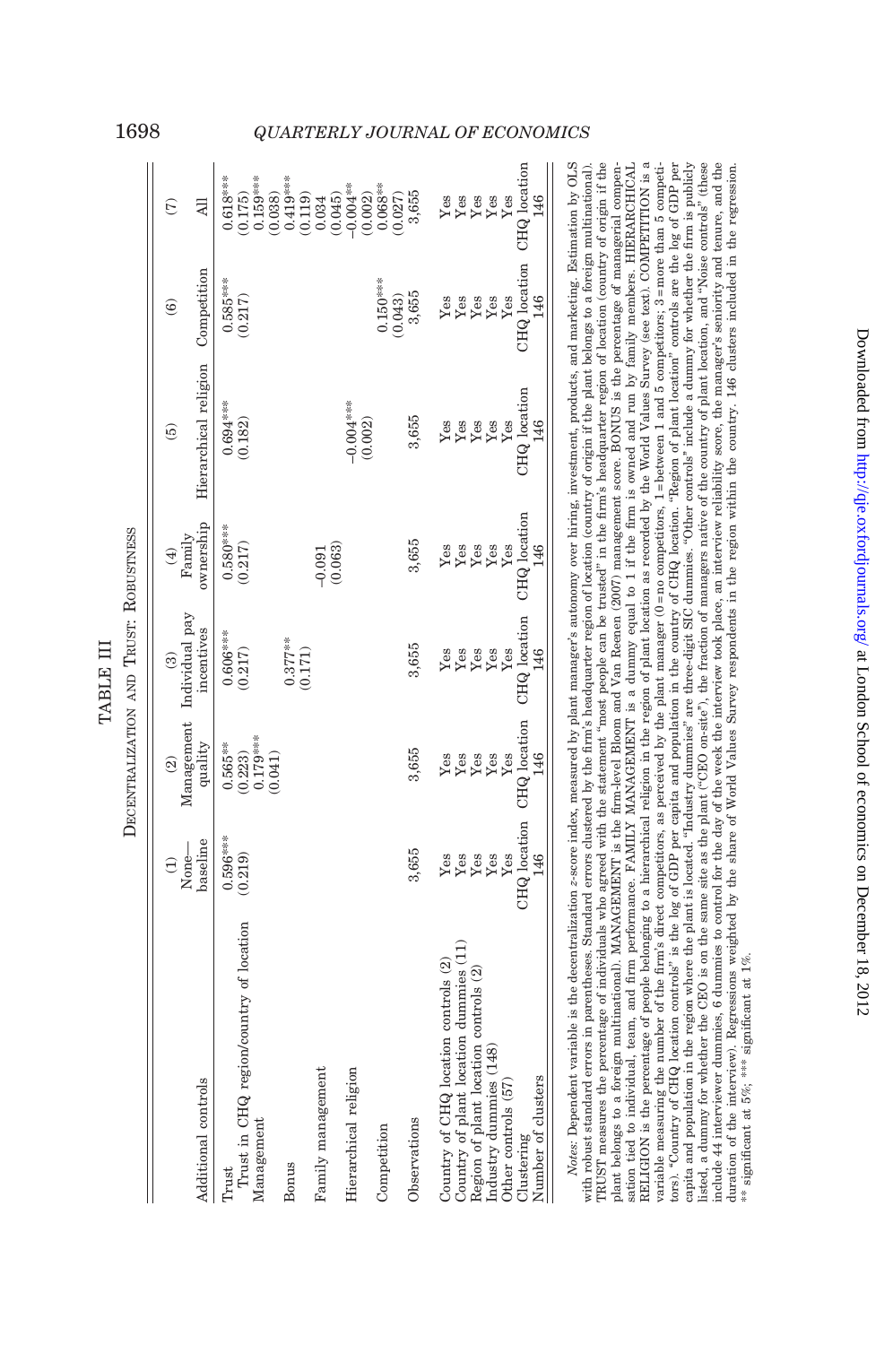TABLE III

DECENTRALIZATION AND TRUST: ROBUSTNESS

| Additional controls | (1) None—baseline | (2) Management quality | (3) Individual pay incentives | (4) Family ownership | (5) Hierarchical religion | (6) Competition | (7) All |
|---|---|---|---|---|---|---|---|
| Trust | 0.596*** | 0.565** | 0.606*** | 0.580*** | 0.694*** | 0.585*** | 0.618*** |
| Trust in CHQ region/country of location | (0.219) | (0.223) | (0.217) | (0.217) | (0.182) | (0.217) | (0.175) |
| Management | | 0.179*** | | | | | 0.159*** |
| | | (0.041) | | | | | (0.038) |
| Bonus | | | 0.377** | | | | 0.419*** |
| | | | (0.171) | | | | (0.119) |
| Family management | | | | −0.091 | | | 0.034 |
| | | | | (0.063) | | | (0.045) |
| Hierarchical religion | | | | | −0.004*** | | −0.004** |
| | | | | | (0.002) | | (0.002) |
| Competition | | | | | | 0.150*** | 0.068** |
| | | | | | | (0.043) | (0.027) |
| Observations | 3,655 | 3,655 | 3,655 | 3,655 | 3,655 | 3,655 | 3,655 |
| Country of CHQ location controls (2) | Yes | Yes | Yes | Yes | Yes | Yes | Yes |
| Country of plant location dummies (11) | Yes | Yes | Yes | Yes | Yes | Yes | Yes |
| Region of plant location controls (2) | Yes | Yes | Yes | Yes | Yes | Yes | Yes |
| Industry dummies (148) | Yes | Yes | Yes | Yes | Yes | Yes | Yes |
| Other controls (57) | Yes | Yes | Yes | Yes | Yes | Yes | Yes |
| Clustering | CHQ location | CHQ location | CHQ location | CHQ location | CHQ location | CHQ location | CHQ location |
| Number of clusters | 146 | 146 | 146 | 146 | 146 | 146 | 146 |

*Notes:* Dependent variable is the decentralization z-score index, measured by plant manager's autonomy over hiring, investment, products, and marketing. Estimation by OLS with robust standard errors in parentheses. Standard errors clustered by the firm's headquarter region of location (country of origin if the plant belongs to a foreign multinational). TRUST measures the percentage of individuals who agreed with the statement "most people can be trusted" in the firm's headquarter region of location (country of origin if the plant belongs to a foreign multinational). MANAGEMENT is the firm-level Bloom and Van Reenen (2007) management score. BONUS is the percentage of managerial compensation tied to individual, team, and firm performance. FAMILY MANAGEMENT is a dummy equal to 1 if the firm is owned and run by family members. HIERARCHICAL RELIGION is the percentage of people belonging to a hierarchical religion in the region of plant location as recorded by the World Values Survey (see text). COMPETITION is a variable measuring the number of the firm's direct competitors, as perceived by the plant manager (0 = no competitors, 1 = between 1 and 5 competitors; 3 = more than 5 competitors). "Country of CHQ location controls" is the log of GDP per capita and population in the country of CHQ location. "Region of plant location" controls are the log of GDP per capita and population in the region where the plant is located. "Industry dummies" are three-digit SIC dummies. "Other controls" include a dummy for whether the firm is publicly listed, a dummy for whether the CEO is on the same site as the plant ("CEO on-site"), the fraction of managers native of the country of plant location, and "Noise controls" (these include 44 interviewer dummies, 6 dummies to control for the day of the week the interview took place, an interview reliability score, the manager's seniority and tenure, and the duration of the interview). Regressions weighted by the share of World Values Survey respondents in the region within the country. 146 clusters included in the regression.
** significant at 5%; *** significant at 1%.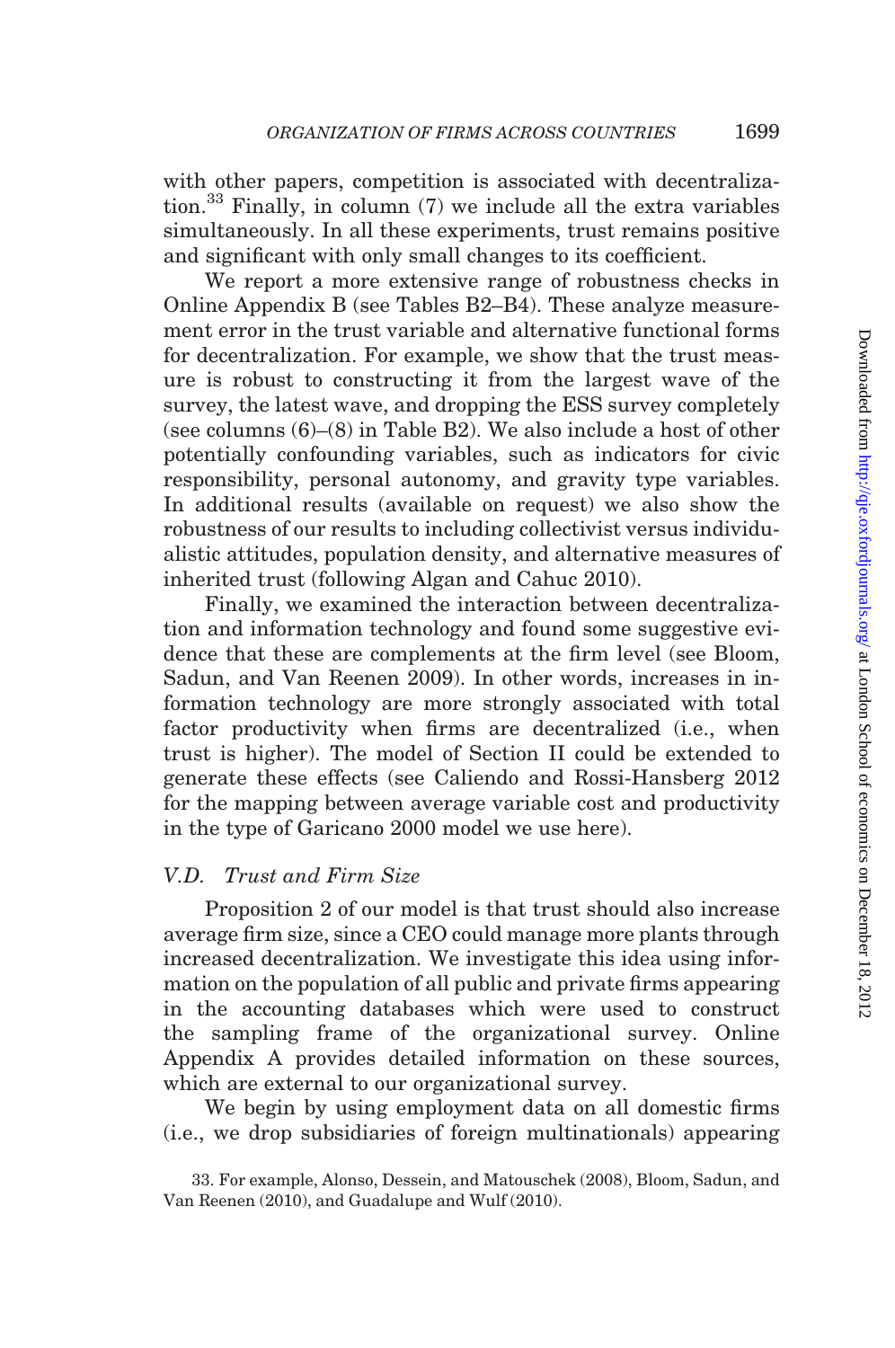with other papers, competition is associated with decentralization.[33] Finally, in column (7) we include all the extra variables simultaneously. In all these experiments, trust remains positive and significant with only small changes to its coefficient.

We report a more extensive range of robustness checks in Online Appendix B (see Tables B2–B4). These analyze measurement error in the trust variable and alternative functional forms for decentralization. For example, we show that the trust measure is robust to constructing it from the largest wave of the survey, the latest wave, and dropping the ESS survey completely (see columns (6)–(8) in Table B2). We also include a host of other potentially confounding variables, such as indicators for civic responsibility, personal autonomy, and gravity type variables. In additional results (available on request) we also show the robustness of our results to including collectivist versus individualistic attitudes, population density, and alternative measures of inherited trust (following Algan and Cahuc 2010).

Finally, we examined the interaction between decentralization and information technology and found some suggestive evidence that these are complements at the firm level (see Bloom, Sadun, and Van Reenen 2009). In other words, increases in information technology are more strongly associated with total factor productivity when firms are decentralized (i.e., when trust is higher). The model of Section II could be extended to generate these effects (see Caliendo and Rossi-Hansberg 2012 for the mapping between average variable cost and productivity in the type of Garicano 2000 model we use here).

### V.D. *Trust and Firm Size*

Proposition 2 of our model is that trust should also increase average firm size, since a CEO could manage more plants through increased decentralization. We investigate this idea using information on the population of all public and private firms appearing in the accounting databases which were used to construct the sampling frame of the organizational survey. Online Appendix A provides detailed information on these sources, which are external to our organizational survey.

We begin by using employment data on all domestic firms (i.e., we drop subsidiaries of foreign multinationals) appearing

33. For example, Alonso, Dessein, and Matouschek (2008), Bloom, Sadun, and Van Reenen (2010), and Guadalupe and Wulf (2010).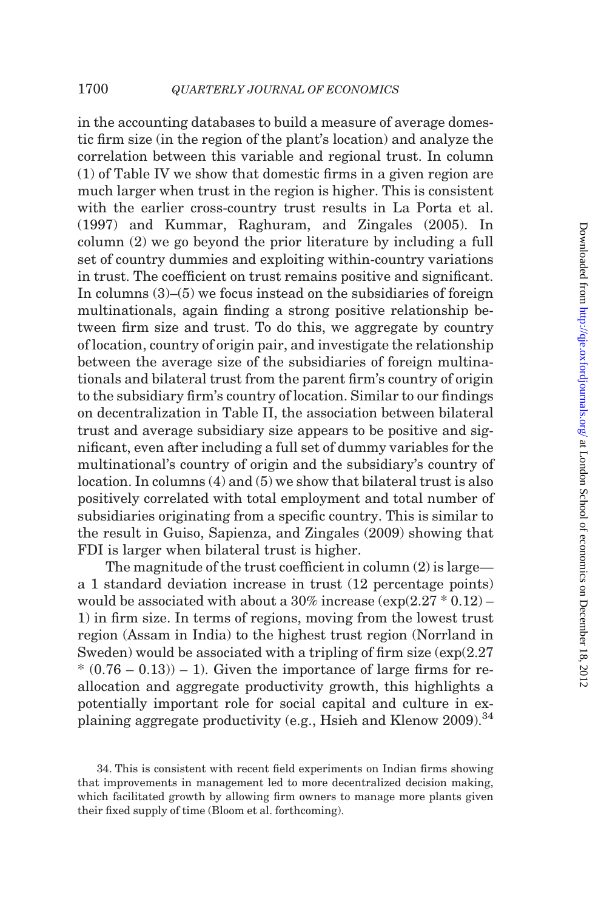in the accounting databases to build a measure of average domestic firm size (in the region of the plant's location) and analyze the correlation between this variable and regional trust. In column (1) of Table IV we show that domestic firms in a given region are much larger when trust in the region is higher. This is consistent with the earlier cross-country trust results in La Porta et al. (1997) and Kummar, Raghuram, and Zingales (2005). In column (2) we go beyond the prior literature by including a full set of country dummies and exploiting within-country variations in trust. The coefficient on trust remains positive and significant. In columns (3)–(5) we focus instead on the subsidiaries of foreign multinationals, again finding a strong positive relationship between firm size and trust. To do this, we aggregate by country of location, country of origin pair, and investigate the relationship between the average size of the subsidiaries of foreign multinationals and bilateral trust from the parent firm's country of origin to the subsidiary firm's country of location. Similar to our findings on decentralization in Table II, the association between bilateral trust and average subsidiary size appears to be positive and significant, even after including a full set of dummy variables for the multinational's country of origin and the subsidiary's country of location. In columns (4) and (5) we show that bilateral trust is also positively correlated with total employment and total number of subsidiaries originating from a specific country. This is similar to the result in Guiso, Sapienza, and Zingales (2009) showing that FDI is larger when bilateral trust is higher.

The magnitude of the trust coefficient in column (2) is large—a 1 standard deviation increase in trust (12 percentage points) would be associated with about a 30% increase ($\exp(2.27 * 0.12) - 1$) in firm size. In terms of regions, moving from the lowest trust region (Assam in India) to the highest trust region (Norrland in Sweden) would be associated with a tripling of firm size ($\exp(2.27 * (0.76 - 0.13)) - 1$). Given the importance of large firms for reallocation and aggregate productivity growth, this highlights a potentially important role for social capital and culture in explaining aggregate productivity (e.g., Hsieh and Klenow 2009).[34]

34. This is consistent with recent field experiments on Indian firms showing that improvements in management led to more decentralized decision making, which facilitated growth by allowing firm owners to manage more plants given their fixed supply of time (Bloom et al. forthcoming).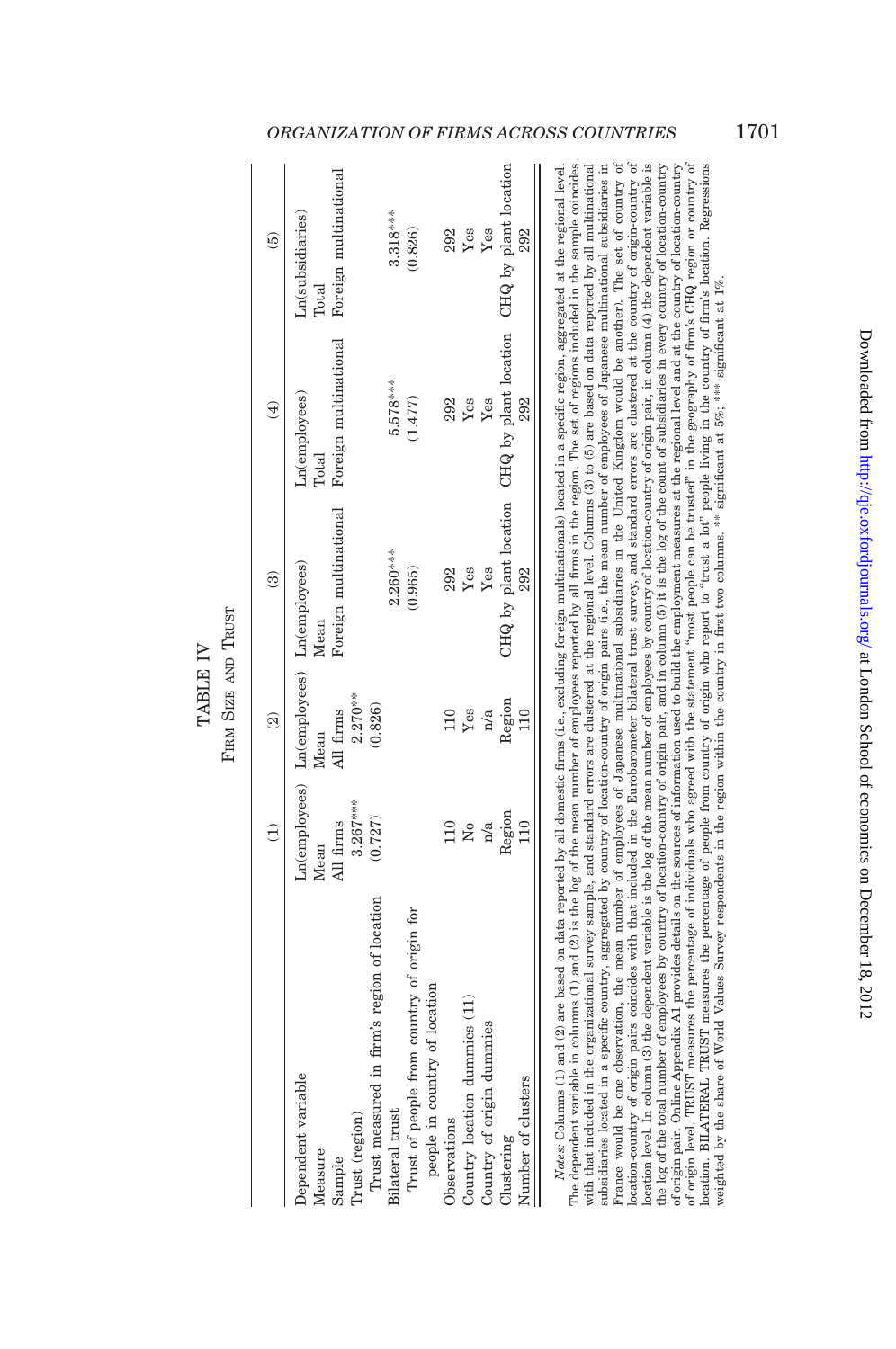TABLE IV

FIRM SIZE AND TRUST

| | (1) | (2) | (3) | (4) | (5) |
|---|---|---|---|---|---|
| Dependent variable | Ln(employees) | Ln(employees) | Ln(employees) | Ln(employees) | Ln(subsidiaries) |
| Measure | Mean | Mean | Mean | Total | Total |
| Sample | All firms | All firms | Foreign multinational | Foreign multinational | Foreign multinational |
| Trust (region) | 3.267*** | 2.270** | | | |
| Trust measured in firm's region of location | (0.727) | (0.826) | | | |
| Bilateral trust | | | 2.260*** | 5.578*** | 3.318*** |
| Trust of people from country of origin for people in country of location | | | (0.965) | (1.477) | (0.826) |
| Observations | 110 | 110 | 292 | 292 | 292 |
| Country location dummies (11) | No | Yes | Yes | Yes | Yes |
| Country of origin dummies | n/a | n/a | Yes | Yes | Yes |
| Clustering | Region | Region | CHQ by plant location | CHQ by plant location | CHQ by plant location |
| Number of clusters | 110 | 110 | 292 | 292 | 292 |

*Notes:* Columns (1) and (2) are based on data reported by all domestic firms (i.e., excluding foreign multinationals) located in a specific region, aggregated at the regional level. The dependent variable in columns (1) and (2) is the log of the mean number of employees reported by all firms in the region. The set of regions included in the sample coincides with that included in the organizational survey sample, and standard errors are clustered at the regional level. Columns (3) to (5) are based on data reported by all multinational subsidiaries located in a specific country, aggregated by country of location-country of origin pairs (i.e., the mean number of employees of Japanese multinational subsidiaries in France would be one observation, the mean number of employees of Japanese multinational subsidiaries in the United Kingdom would be another). The set of country of location-country of origin pairs coincides with that included in the Eurobarometer bilateral trust survey, and standard errors are clustered at the country of origin-country of location level. In column (3) the dependent variable is the log of the mean number of employees by country of location-country of origin pair, in column (4) the dependent variable is the log of the total number of employees by country of location-country of origin pair, and in column (5) it is the log of the count of subsidiaries in every country of location-country of origin pair. Online Appendix A1 provides details on the sources of information used to build the employment measures at the regional level and at the country of location-country of origin level. TRUST measures the percentage of individuals who agreed with the statement "most people can be trusted" in the geography of firm's CHQ region or country of location. BILATERAL TRUST measures the percentage of people from country of origin who report to "trust a lot" people living in the country of firm's location. Regressions weighted by the share of World Values Survey respondents in the region within the country in first two columns. ** significant at 5%; *** significant at 1%.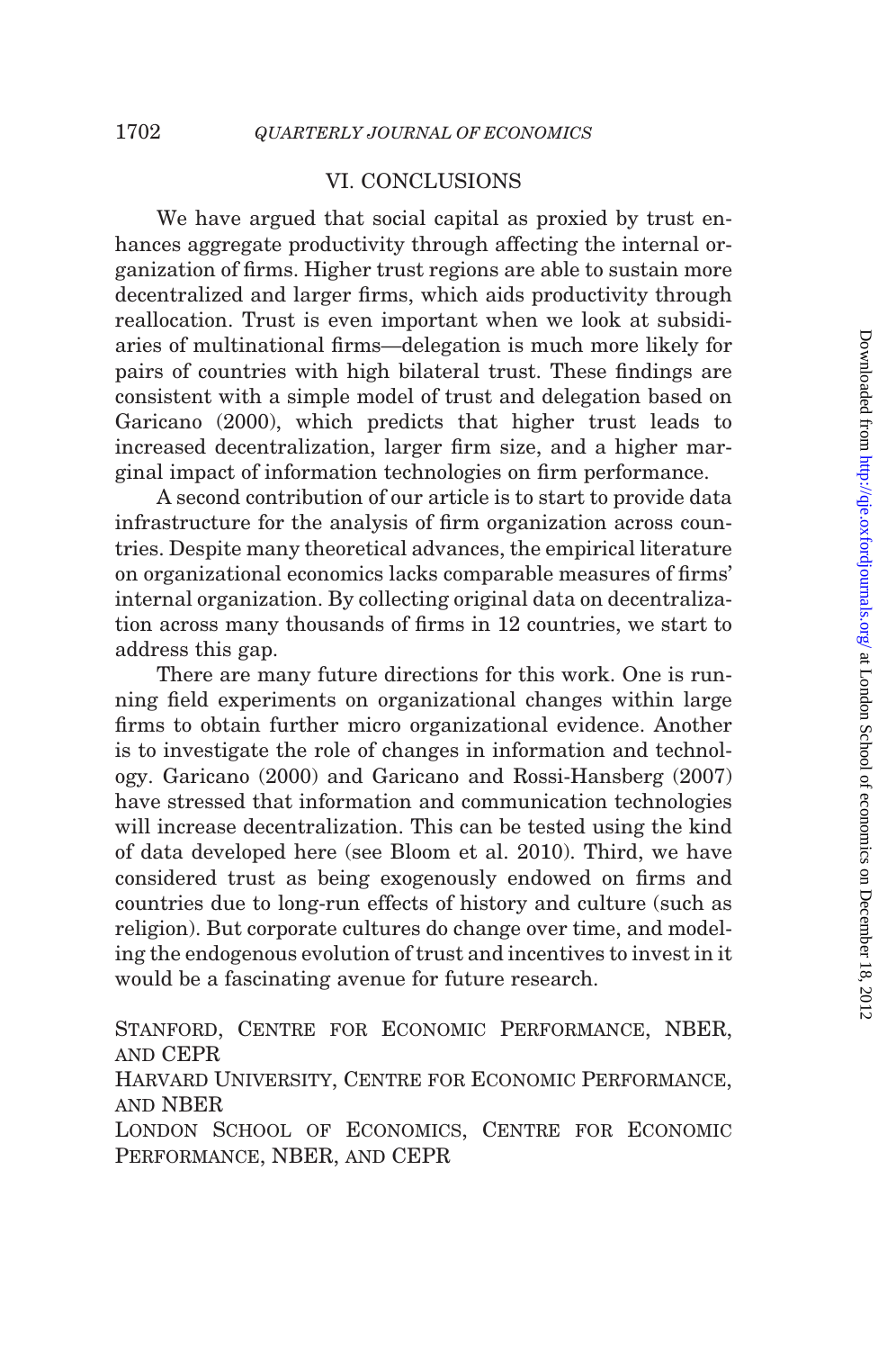## VI. CONCLUSIONS

We have argued that social capital as proxied by trust enhances aggregate productivity through affecting the internal organization of firms. Higher trust regions are able to sustain more decentralized and larger firms, which aids productivity through reallocation. Trust is even important when we look at subsidiaries of multinational firms—delegation is much more likely for pairs of countries with high bilateral trust. These findings are consistent with a simple model of trust and delegation based on Garicano (2000), which predicts that higher trust leads to increased decentralization, larger firm size, and a higher marginal impact of information technologies on firm performance.

A second contribution of our article is to start to provide data infrastructure for the analysis of firm organization across countries. Despite many theoretical advances, the empirical literature on organizational economics lacks comparable measures of firms' internal organization. By collecting original data on decentralization across many thousands of firms in 12 countries, we start to address this gap.

There are many future directions for this work. One is running field experiments on organizational changes within large firms to obtain further micro organizational evidence. Another is to investigate the role of changes in information and technology. Garicano (2000) and Garicano and Rossi-Hansberg (2007) have stressed that information and communication technologies will increase decentralization. This can be tested using the kind of data developed here (see Bloom et al. 2010). Third, we have considered trust as being exogenously endowed on firms and countries due to long-run effects of history and culture (such as religion). But corporate cultures do change over time, and modeling the endogenous evolution of trust and incentives to invest in it would be a fascinating avenue for future research.

STANFORD, CENTRE FOR ECONOMIC PERFORMANCE, NBER, AND CEPR

HARVARD UNIVERSITY, CENTRE FOR ECONOMIC PERFORMANCE, AND NBER

LONDON SCHOOL OF ECONOMICS, CENTRE FOR ECONOMIC PERFORMANCE, NBER, AND CEPR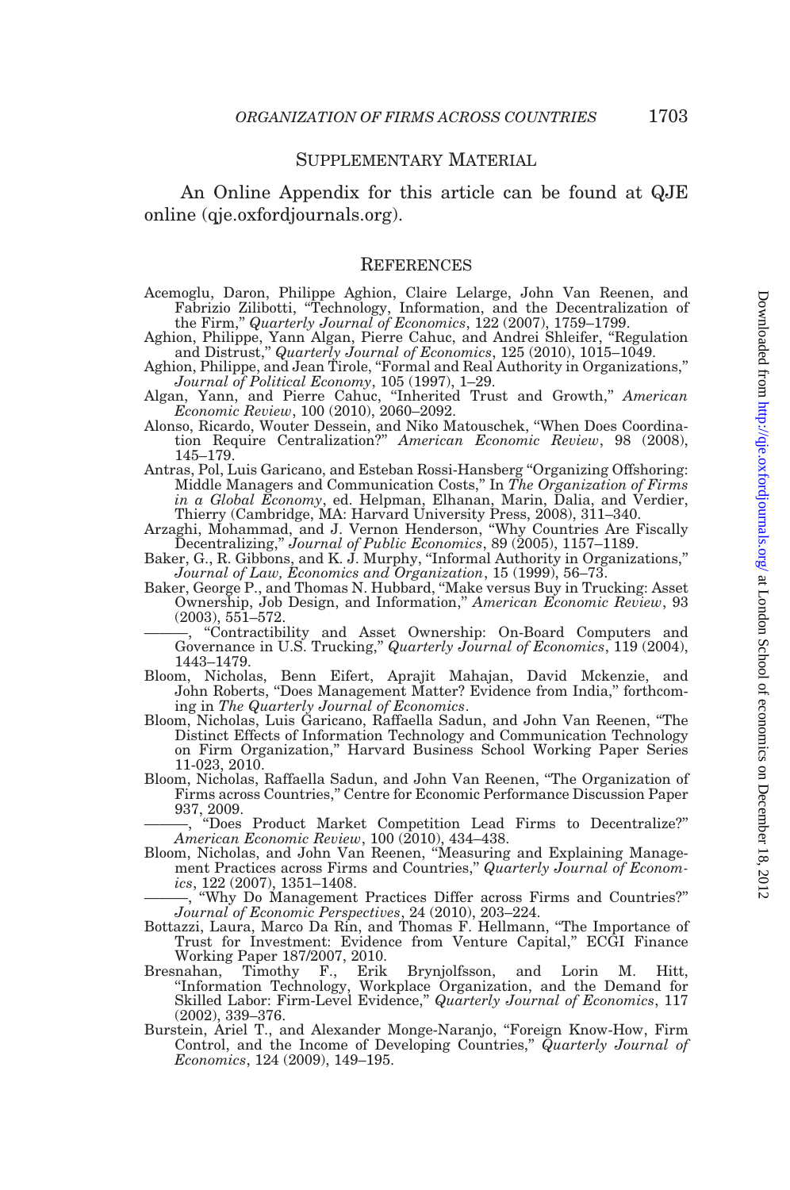## Supplementary Material

An Online Appendix for this article can be found at QJE online (qje.oxfordjournals.org).

## References

Acemoglu, Daron, Philippe Aghion, Claire Lelarge, John Van Reenen, and Fabrizio Zilibotti, "Technology, Information, and the Decentralization of the Firm," *Quarterly Journal of Economics*, 122 (2007), 1759–1799.

Aghion, Philippe, Yann Algan, Pierre Cahuc, and Andrei Shleifer, "Regulation and Distrust," *Quarterly Journal of Economics*, 125 (2010), 1015–1049.

Aghion, Philippe, and Jean Tirole, "Formal and Real Authority in Organizations," *Journal of Political Economy*, 105 (1997), 1–29.

Algan, Yann, and Pierre Cahuc, "Inherited Trust and Growth," *American Economic Review*, 100 (2010), 2060–2092.

Alonso, Ricardo, Wouter Dessein, and Niko Matouschek, "When Does Coordination Require Centralization?" *American Economic Review*, 98 (2008), 145–179.

Antras, Pol, Luis Garicano, and Esteban Rossi-Hansberg "Organizing Offshoring: Middle Managers and Communication Costs," In *The Organization of Firms in a Global Economy*, ed. Helpman, Elhanan, Marin, Dalia, and Verdier, Thierry (Cambridge, MA: Harvard University Press, 2008), 311–340.

Arzaghi, Mohammad, and J. Vernon Henderson, "Why Countries Are Fiscally Decentralizing," *Journal of Public Economics*, 89 (2005), 1157–1189.

Baker, G., R. Gibbons, and K. J. Murphy, "Informal Authority in Organizations," *Journal of Law, Economics and Organization*, 15 (1999), 56–73.

Baker, George P., and Thomas N. Hubbard, "Make versus Buy in Trucking: Asset Ownership, Job Design, and Information," *American Economic Review*, 93 (2003), 551–572.

———, "Contractibility and Asset Ownership: On-Board Computers and Governance in U.S. Trucking," *Quarterly Journal of Economics*, 119 (2004), 1443–1479.

Bloom, Nicholas, Benn Eifert, Aprajit Mahajan, David Mckenzie, and John Roberts, "Does Management Matter? Evidence from India," forthcoming in *The Quarterly Journal of Economics*.

Bloom, Nicholas, Luis Garicano, Raffaella Sadun, and John Van Reenen, "The Distinct Effects of Information Technology and Communication Technology on Firm Organization," Harvard Business School Working Paper Series 11-023, 2010.

Bloom, Nicholas, Raffaella Sadun, and John Van Reenen, "The Organization of Firms across Countries," Centre for Economic Performance Discussion Paper 937, 2009.

———, "Does Product Market Competition Lead Firms to Decentralize?" *American Economic Review*, 100 (2010), 434–438.

Bloom, Nicholas, and John Van Reenen, "Measuring and Explaining Management Practices across Firms and Countries," *Quarterly Journal of Economics*, 122 (2007), 1351–1408.

———, "Why Do Management Practices Differ across Firms and Countries?" *Journal of Economic Perspectives*, 24 (2010), 203–224.

Bottazzi, Laura, Marco Da Rin, and Thomas F. Hellmann, "The Importance of Trust for Investment: Evidence from Venture Capital," ECGI Finance Working Paper 187/2007, 2010.

Bresnahan, Timothy F., Erik Brynjolfsson, and Lorin M. Hitt, "Information Technology, Workplace Organization, and the Demand for Skilled Labor: Firm-Level Evidence," *Quarterly Journal of Economics*, 117 (2002), 339–376.

Burstein, Ariel T., and Alexander Monge-Naranjo, "Foreign Know-How, Firm Control, and the Income of Developing Countries," *Quarterly Journal of Economics*, 124 (2009), 149–195.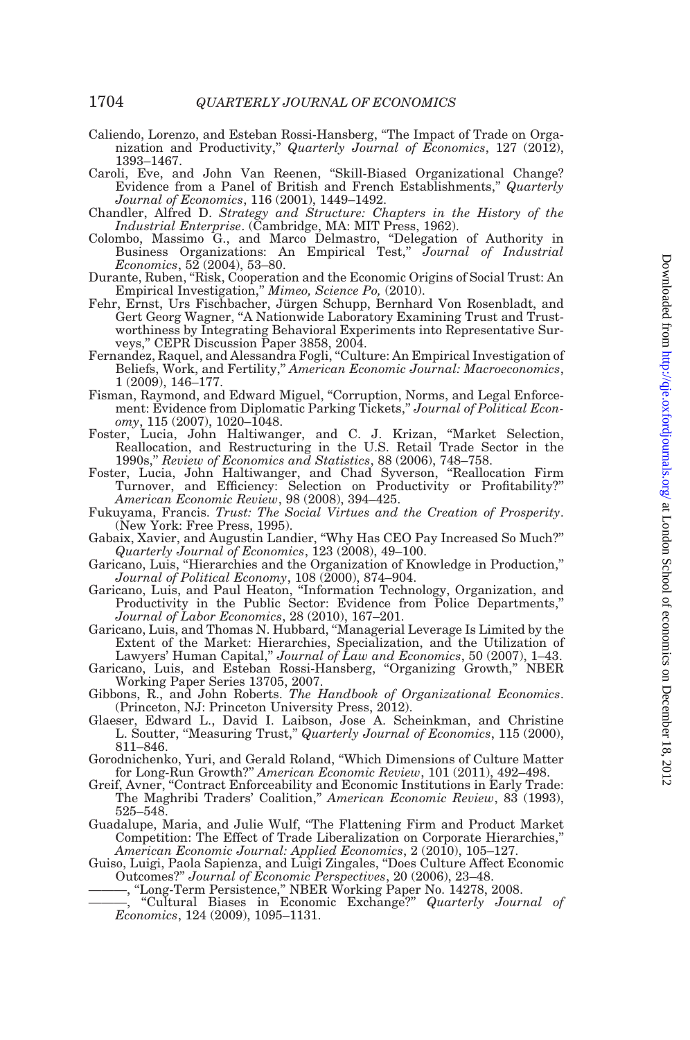Caliendo, Lorenzo, and Esteban Rossi-Hansberg, "The Impact of Trade on Organization and Productivity," *Quarterly Journal of Economics*, 127 (2012), 1393–1467.

Caroli, Eve, and John Van Reenen, "Skill-Biased Organizational Change? Evidence from a Panel of British and French Establishments," *Quarterly Journal of Economics*, 116 (2001), 1449–1492.

Chandler, Alfred D. *Strategy and Structure: Chapters in the History of the Industrial Enterprise*. (Cambridge, MA: MIT Press, 1962).

Colombo, Massimo G., and Marco Delmastro, "Delegation of Authority in Business Organizations: An Empirical Test," *Journal of Industrial Economics*, 52 (2004), 53–80.

Durante, Ruben, "Risk, Cooperation and the Economic Origins of Social Trust: An Empirical Investigation," *Mimeo, Science Po,* (2010).

Fehr, Ernst, Urs Fischbacher, Jürgen Schupp, Bernhard Von Rosenbladt, and Gert Georg Wagner, "A Nationwide Laboratory Examining Trust and Trustworthiness by Integrating Behavioral Experiments into Representative Surveys," CEPR Discussion Paper 3858, 2004.

Fernandez, Raquel, and Alessandra Fogli, "Culture: An Empirical Investigation of Beliefs, Work, and Fertility," *American Economic Journal: Macroeconomics*, 1 (2009), 146–177.

Fisman, Raymond, and Edward Miguel, "Corruption, Norms, and Legal Enforcement: Evidence from Diplomatic Parking Tickets," *Journal of Political Economy*, 115 (2007), 1020–1048.

Foster, Lucia, John Haltiwanger, and C. J. Krizan, "Market Selection, Reallocation, and Restructuring in the U.S. Retail Trade Sector in the 1990s," *Review of Economics and Statistics*, 88 (2006), 748–758.

Foster, Lucia, John Haltiwanger, and Chad Syverson, "Reallocation Firm Turnover, and Efficiency: Selection on Productivity or Profitability?" *American Economic Review*, 98 (2008), 394–425.

Fukuyama, Francis. *Trust: The Social Virtues and the Creation of Prosperity*. (New York: Free Press, 1995).

Gabaix, Xavier, and Augustin Landier, "Why Has CEO Pay Increased So Much?" *Quarterly Journal of Economics*, 123 (2008), 49–100.

Garicano, Luis, "Hierarchies and the Organization of Knowledge in Production," *Journal of Political Economy*, 108 (2000), 874–904.

Garicano, Luis, and Paul Heaton, "Information Technology, Organization, and Productivity in the Public Sector: Evidence from Police Departments," *Journal of Labor Economics*, 28 (2010), 167–201.

Garicano, Luis, and Thomas N. Hubbard, "Managerial Leverage Is Limited by the Extent of the Market: Hierarchies, Specialization, and the Utilization of Lawyers' Human Capital," *Journal of Law and Economics*, 50 (2007), 1–43.

Garicano, Luis, and Esteban Rossi-Hansberg, "Organizing Growth," NBER Working Paper Series 13705, 2007.

Gibbons, R., and John Roberts. *The Handbook of Organizational Economics*. (Princeton, NJ: Princeton University Press, 2012).

Glaeser, Edward L., David I. Laibson, Jose A. Scheinkman, and Christine L. Soutter, "Measuring Trust," *Quarterly Journal of Economics*, 115 (2000), 811–846.

Gorodnichenko, Yuri, and Gerald Roland, "Which Dimensions of Culture Matter for Long-Run Growth?" *American Economic Review*, 101 (2011), 492–498.

Greif, Avner, "Contract Enforceability and Economic Institutions in Early Trade: The Maghribi Traders' Coalition," *American Economic Review*, 83 (1993), 525–548.

Guadalupe, Maria, and Julie Wulf, "The Flattening Firm and Product Market Competition: The Effect of Trade Liberalization on Corporate Hierarchies," *American Economic Journal: Applied Economics*, 2 (2010), 105–127.

Guiso, Luigi, Paola Sapienza, and Luigi Zingales, "Does Culture Affect Economic Outcomes?" *Journal of Economic Perspectives*, 20 (2006), 23–48.

———, "Long-Term Persistence," NBER Working Paper No. 14278, 2008.

———, "Cultural Biases in Economic Exchange?" *Quarterly Journal of Economics*, 124 (2009), 1095–1131.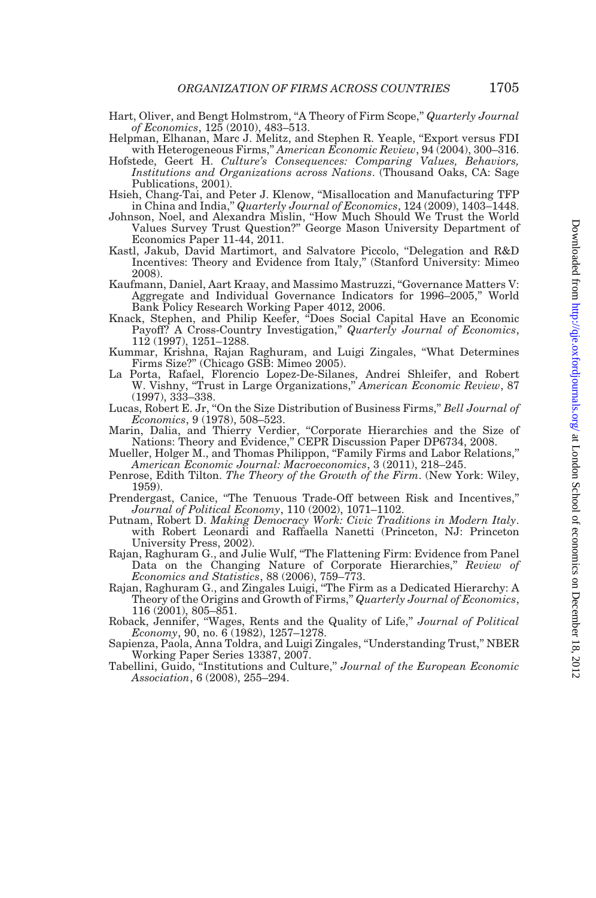Hart, Oliver, and Bengt Holmstrom, "A Theory of Firm Scope," *Quarterly Journal of Economics*, 125 (2010), 483–513.

Helpman, Elhanan, Marc J. Melitz, and Stephen R. Yeaple, "Export versus FDI with Heterogeneous Firms," *American Economic Review*, 94 (2004), 300–316.

Hofstede, Geert H. *Culture's Consequences: Comparing Values, Behaviors, Institutions and Organizations across Nations*. (Thousand Oaks, CA: Sage Publications, 2001).

Hsieh, Chang-Tai, and Peter J. Klenow, "Misallocation and Manufacturing TFP in China and India," *Quarterly Journal of Economics*, 124 (2009), 1403–1448.

Johnson, Noel, and Alexandra Mislin, "How Much Should We Trust the World Values Survey Trust Question?" George Mason University Department of Economics Paper 11-44, 2011.

Kastl, Jakub, David Martimort, and Salvatore Piccolo, "Delegation and R&D Incentives: Theory and Evidence from Italy," (Stanford University: Mimeo 2008).

Kaufmann, Daniel, Aart Kraay, and Massimo Mastruzzi, "Governance Matters V: Aggregate and Individual Governance Indicators for 1996–2005," World Bank Policy Research Working Paper 4012, 2006.

Knack, Stephen, and Philip Keefer, "Does Social Capital Have an Economic Payoff? A Cross-Country Investigation," *Quarterly Journal of Economics*, 112 (1997), 1251–1288.

Kummar, Krishna, Rajan Raghuram, and Luigi Zingales, "What Determines Firms Size?" (Chicago GSB: Mimeo 2005).

La Porta, Rafael, Florencio Lopez-De-Silanes, Andrei Shleifer, and Robert W. Vishny, "Trust in Large Organizations," *American Economic Review*, 87 (1997), 333–338.

Lucas, Robert E. Jr, "On the Size Distribution of Business Firms," *Bell Journal of Economics*, 9 (1978), 508–523.

Marin, Dalia, and Thierry Verdier, "Corporate Hierarchies and the Size of Nations: Theory and Evidence," CEPR Discussion Paper DP6734, 2008.

Mueller, Holger M., and Thomas Philippon, "Family Firms and Labor Relations," *American Economic Journal: Macroeconomics*, 3 (2011), 218–245.

Penrose, Edith Tilton. *The Theory of the Growth of the Firm*. (New York: Wiley, 1959).

Prendergast, Canice, "The Tenuous Trade-Off between Risk and Incentives," *Journal of Political Economy*, 110 (2002), 1071–1102.

Putnam, Robert D. *Making Democracy Work: Civic Traditions in Modern Italy*. with Robert Leonardi and Raffaella Nanetti (Princeton, NJ: Princeton University Press, 2002).

Rajan, Raghuram G., and Julie Wulf, "The Flattening Firm: Evidence from Panel Data on the Changing Nature of Corporate Hierarchies," *Review of Economics and Statistics*, 88 (2006), 759–773.

Rajan, Raghuram G., and Zingales Luigi, "The Firm as a Dedicated Hierarchy: A Theory of the Origins and Growth of Firms," *Quarterly Journal of Economics*, 116 (2001), 805–851.

Roback, Jennifer, "Wages, Rents and the Quality of Life," *Journal of Political Economy*, 90, no. 6 (1982), 1257–1278.

Sapienza, Paola, Anna Toldra, and Luigi Zingales, "Understanding Trust," NBER Working Paper Series 13387, 2007.

Tabellini, Guido, "Institutions and Culture," *Journal of the European Economic Association*, 6 (2008), 255–294.